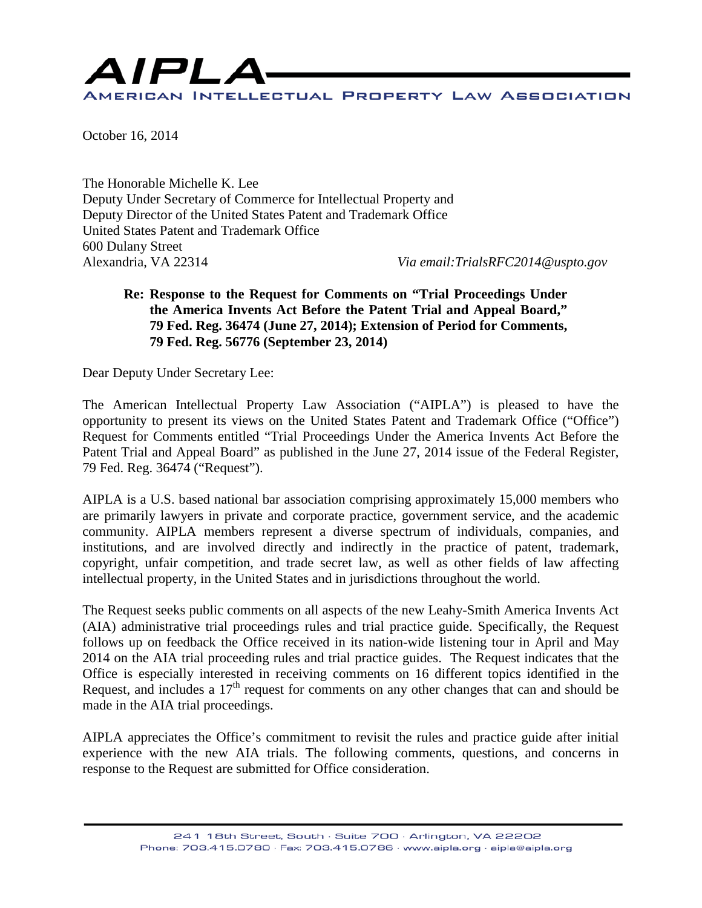# AIPLA

AMERICAN INTELLECTUAL PROPERTY LAW ASSOCIATION

October 16, 2014

The Honorable Michelle K. Lee
Deputy Under Secretary of Commerce for Intellectual Property and
Deputy Director of the United States Patent and Trademark Office
United States Patent and Trademark Office
600 Dulany Street
Alexandria, VA 22314 *Via email:TrialsRFC2014@uspto.gov*

**Re: Response to the Request for Comments on "Trial Proceedings Under the America Invents Act Before the Patent Trial and Appeal Board," 79 Fed. Reg. 36474 (June 27, 2014); Extension of Period for Comments, 79 Fed. Reg. 56776 (September 23, 2014)**

Dear Deputy Under Secretary Lee:

The American Intellectual Property Law Association ("AIPLA") is pleased to have the opportunity to present its views on the United States Patent and Trademark Office ("Office") Request for Comments entitled "Trial Proceedings Under the America Invents Act Before the Patent Trial and Appeal Board" as published in the June 27, 2014 issue of the Federal Register, 79 Fed. Reg. 36474 ("Request").

AIPLA is a U.S. based national bar association comprising approximately 15,000 members who are primarily lawyers in private and corporate practice, government service, and the academic community. AIPLA members represent a diverse spectrum of individuals, companies, and institutions, and are involved directly and indirectly in the practice of patent, trademark, copyright, unfair competition, and trade secret law, as well as other fields of law affecting intellectual property, in the United States and in jurisdictions throughout the world.

The Request seeks public comments on all aspects of the new Leahy-Smith America Invents Act (AIA) administrative trial proceedings rules and trial practice guide. Specifically, the Request follows up on feedback the Office received in its nation-wide listening tour in April and May 2014 on the AIA trial proceeding rules and trial practice guides. The Request indicates that the Office is especially interested in receiving comments on 16 different topics identified in the Request, and includes a 17th request for comments on any other changes that can and should be made in the AIA trial proceedings.

AIPLA appreciates the Office's commitment to revisit the rules and practice guide after initial experience with the new AIA trials. The following comments, questions, and concerns in response to the Request are submitted for Office consideration.

241 18th Street, South · Suite 700 · Arlington, VA 22202
Phone: 703.415.0780 · Fax: 703.415.0786 · www.aipla.org · aipla@aipla.org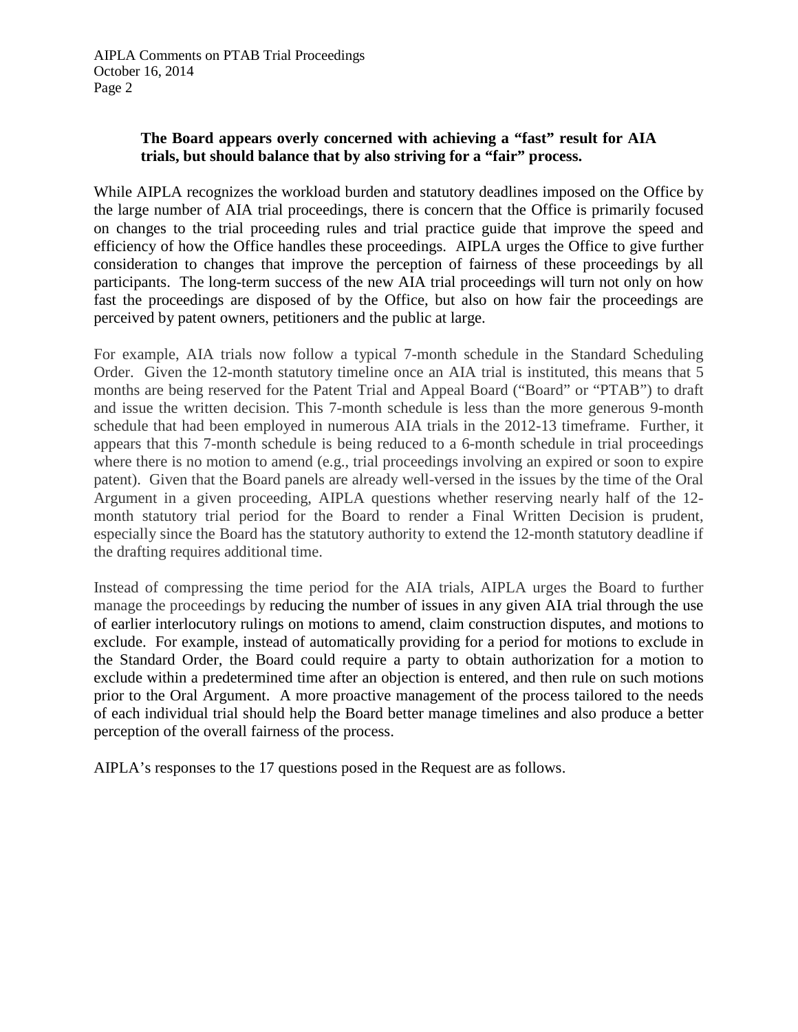**The Board appears overly concerned with achieving a "fast" result for AIA trials, but should balance that by also striving for a "fair" process.**

While AIPLA recognizes the workload burden and statutory deadlines imposed on the Office by the large number of AIA trial proceedings, there is concern that the Office is primarily focused on changes to the trial proceeding rules and trial practice guide that improve the speed and efficiency of how the Office handles these proceedings. AIPLA urges the Office to give further consideration to changes that improve the perception of fairness of these proceedings by all participants. The long-term success of the new AIA trial proceedings will turn not only on how fast the proceedings are disposed of by the Office, but also on how fair the proceedings are perceived by patent owners, petitioners and the public at large.

For example, AIA trials now follow a typical 7-month schedule in the Standard Scheduling Order. Given the 12-month statutory timeline once an AIA trial is instituted, this means that 5 months are being reserved for the Patent Trial and Appeal Board ("Board" or "PTAB") to draft and issue the written decision. This 7-month schedule is less than the more generous 9-month schedule that had been employed in numerous AIA trials in the 2012-13 timeframe. Further, it appears that this 7-month schedule is being reduced to a 6-month schedule in trial proceedings where there is no motion to amend (e.g., trial proceedings involving an expired or soon to expire patent). Given that the Board panels are already well-versed in the issues by the time of the Oral Argument in a given proceeding, AIPLA questions whether reserving nearly half of the 12-month statutory trial period for the Board to render a Final Written Decision is prudent, especially since the Board has the statutory authority to extend the 12-month statutory deadline if the drafting requires additional time.

Instead of compressing the time period for the AIA trials, AIPLA urges the Board to further manage the proceedings by reducing the number of issues in any given AIA trial through the use of earlier interlocutory rulings on motions to amend, claim construction disputes, and motions to exclude. For example, instead of automatically providing for a period for motions to exclude in the Standard Order, the Board could require a party to obtain authorization for a motion to exclude within a predetermined time after an objection is entered, and then rule on such motions prior to the Oral Argument. A more proactive management of the process tailored to the needs of each individual trial should help the Board better manage timelines and also produce a better perception of the overall fairness of the process.

AIPLA's responses to the 17 questions posed in the Request are as follows.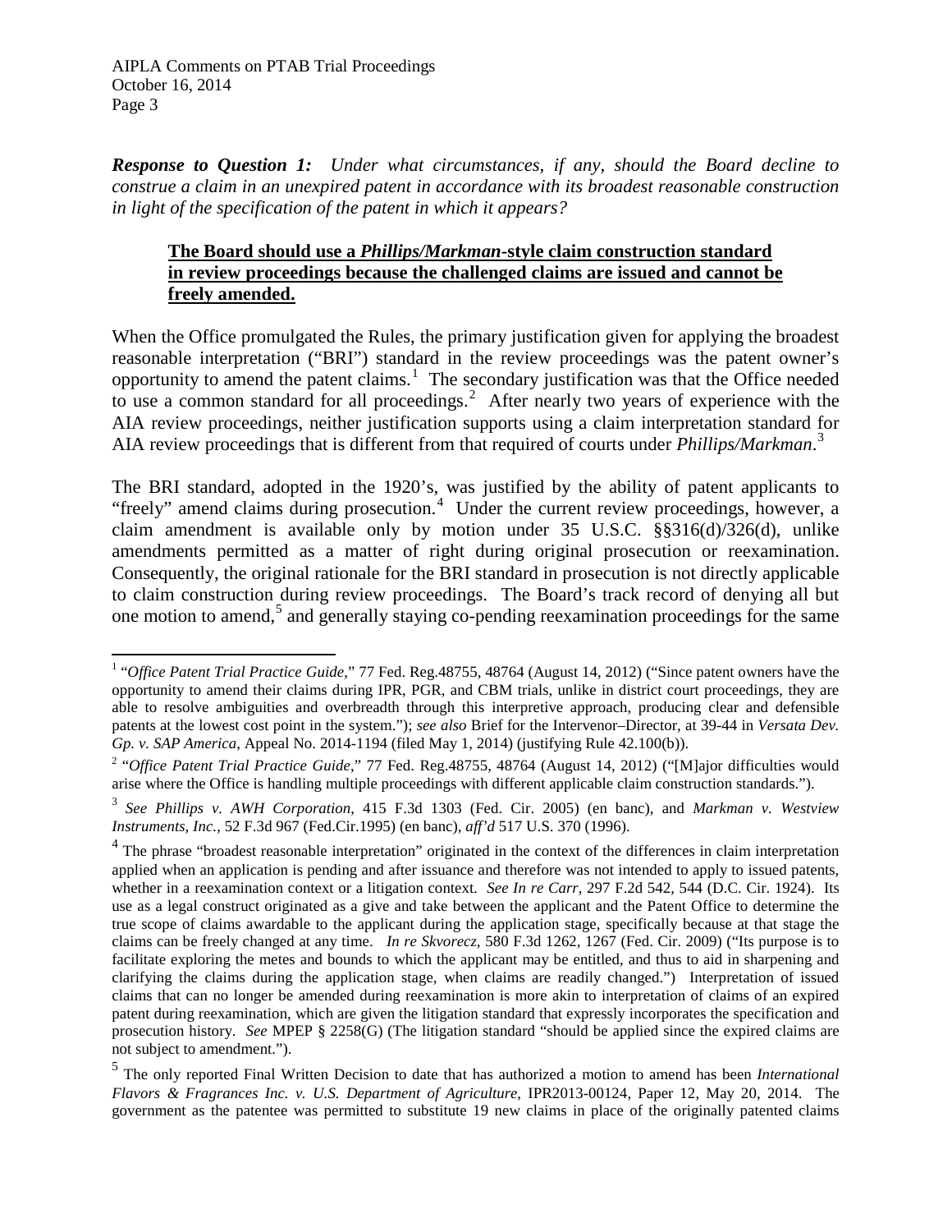***Response to Question 1:*** *Under what circumstances, if any, should the Board decline to construe a claim in an unexpired patent in accordance with its broadest reasonable construction in light of the specification of the patent in which it appears?*

**The Board should use a *Phillips/Markman*-style claim construction standard in review proceedings because the challenged claims are issued and cannot be freely amended.**

When the Office promulgated the Rules, the primary justification given for applying the broadest reasonable interpretation ("BRI") standard in the review proceedings was the patent owner's opportunity to amend the patent claims.[1] The secondary justification was that the Office needed to use a common standard for all proceedings.[2] After nearly two years of experience with the AIA review proceedings, neither justification supports using a claim interpretation standard for AIA review proceedings that is different from that required of courts under *Phillips/Markman*.[3]

The BRI standard, adopted in the 1920's, was justified by the ability of patent applicants to "freely" amend claims during prosecution.[4] Under the current review proceedings, however, a claim amendment is available only by motion under 35 U.S.C. §§316(d)/326(d), unlike amendments permitted as a matter of right during original prosecution or reexamination. Consequently, the original rationale for the BRI standard in prosecution is not directly applicable to claim construction during review proceedings. The Board's track record of denying all but one motion to amend,[5] and generally staying co-pending reexamination proceedings for the same

---

[1] "*Office Patent Trial Practice Guide*," 77 Fed. Reg.48755, 48764 (August 14, 2012) ("Since patent owners have the opportunity to amend their claims during IPR, PGR, and CBM trials, unlike in district court proceedings, they are able to resolve ambiguities and overbreadth through this interpretive approach, producing clear and defensible patents at the lowest cost point in the system."); *see also* Brief for the Intervenor–Director, at 39-44 in *Versata Dev. Gp. v. SAP America*, Appeal No. 2014-1194 (filed May 1, 2014) (justifying Rule 42.100(b)).

[2] "*Office Patent Trial Practice Guide*," 77 Fed. Reg.48755, 48764 (August 14, 2012) ("[M]ajor difficulties would arise where the Office is handling multiple proceedings with different applicable claim construction standards.").

[3] *See Phillips v. AWH Corporation*, 415 F.3d 1303 (Fed. Cir. 2005) (en banc), and *Markman v. Westview Instruments, Inc.*, 52 F.3d 967 (Fed.Cir.1995) (en banc), *aff'd* 517 U.S. 370 (1996).

[4] The phrase "broadest reasonable interpretation" originated in the context of the differences in claim interpretation applied when an application is pending and after issuance and therefore was not intended to apply to issued patents, whether in a reexamination context or a litigation context. *See In re Carr*, 297 F.2d 542, 544 (D.C. Cir. 1924). Its use as a legal construct originated as a give and take between the applicant and the Patent Office to determine the true scope of claims awardable to the applicant during the application stage, specifically because at that stage the claims can be freely changed at any time. *In re Skvorecz*, 580 F.3d 1262, 1267 (Fed. Cir. 2009) ("Its purpose is to facilitate exploring the metes and bounds to which the applicant may be entitled, and thus to aid in sharpening and clarifying the claims during the application stage, when claims are readily changed.") Interpretation of issued claims that can no longer be amended during reexamination is more akin to interpretation of claims of an expired patent during reexamination, which are given the litigation standard that expressly incorporates the specification and prosecution history. *See* MPEP § 2258(G) (The litigation standard "should be applied since the expired claims are not subject to amendment.").

[5] The only reported Final Written Decision to date that has authorized a motion to amend has been *International Flavors & Fragrances Inc. v. U.S. Department of Agriculture*, IPR2013-00124, Paper 12, May 20, 2014. The government as the patentee was permitted to substitute 19 new claims in place of the originally patented claims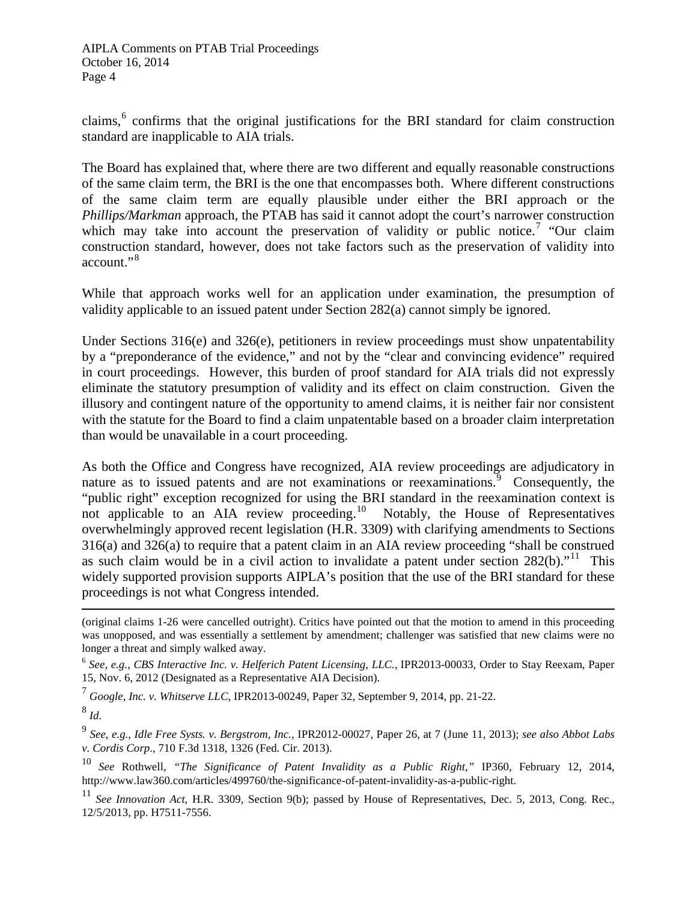claims,[6] confirms that the original justifications for the BRI standard for claim construction standard are inapplicable to AIA trials.

The Board has explained that, where there are two different and equally reasonable constructions of the same claim term, the BRI is the one that encompasses both. Where different constructions of the same claim term are equally plausible under either the BRI approach or the *Phillips/Markman* approach, the PTAB has said it cannot adopt the court's narrower construction which may take into account the preservation of validity or public notice.[7] "Our claim construction standard, however, does not take factors such as the preservation of validity into account."[8]

While that approach works well for an application under examination, the presumption of validity applicable to an issued patent under Section 282(a) cannot simply be ignored.

Under Sections 316(e) and 326(e), petitioners in review proceedings must show unpatentability by a "preponderance of the evidence," and not by the "clear and convincing evidence" required in court proceedings. However, this burden of proof standard for AIA trials did not expressly eliminate the statutory presumption of validity and its effect on claim construction. Given the illusory and contingent nature of the opportunity to amend claims, it is neither fair nor consistent with the statute for the Board to find a claim unpatentable based on a broader claim interpretation than would be unavailable in a court proceeding.

As both the Office and Congress have recognized, AIA review proceedings are adjudicatory in nature as to issued patents and are not examinations or reexaminations.[9] Consequently, the "public right" exception recognized for using the BRI standard in the reexamination context is not applicable to an AIA review proceeding.[10] Notably, the House of Representatives overwhelmingly approved recent legislation (H.R. 3309) with clarifying amendments to Sections 316(a) and 326(a) to require that a patent claim in an AIA review proceeding "shall be construed as such claim would be in a civil action to invalidate a patent under section 282(b)."[11] This widely supported provision supports AIPLA's position that the use of the BRI standard for these proceedings is not what Congress intended.

---

(original claims 1-26 were cancelled outright). Critics have pointed out that the motion to amend in this proceeding was unopposed, and was essentially a settlement by amendment; challenger was satisfied that new claims were no longer a threat and simply walked away.

[6] *See, e.g., CBS Interactive Inc. v. Helferich Patent Licensing, LLC.*, IPR2013-00033, Order to Stay Reexam, Paper 15, Nov. 6, 2012 (Designated as a Representative AIA Decision).

[7] *Google, Inc. v. Whitserve LLC*, IPR2013-00249, Paper 32, September 9, 2014, pp. 21-22.

[8] *Id.*

[9] *See, e.g., Idle Free Systs. v. Bergstrom, Inc.*, IPR2012-00027, Paper 26, at 7 (June 11, 2013); *see also Abbot Labs v. Cordis Corp*., 710 F.3d 1318, 1326 (Fed. Cir. 2013).

[10] *See* Rothwell, *"The Significance of Patent Invalidity as a Public Right,"* IP360, February 12, 2014, http://www.law360.com/articles/499760/the-significance-of-patent-invalidity-as-a-public-right.

[11] *See Innovation Act*, H.R. 3309, Section 9(b); passed by House of Representatives, Dec. 5, 2013, Cong. Rec., 12/5/2013, pp. H7511-7556.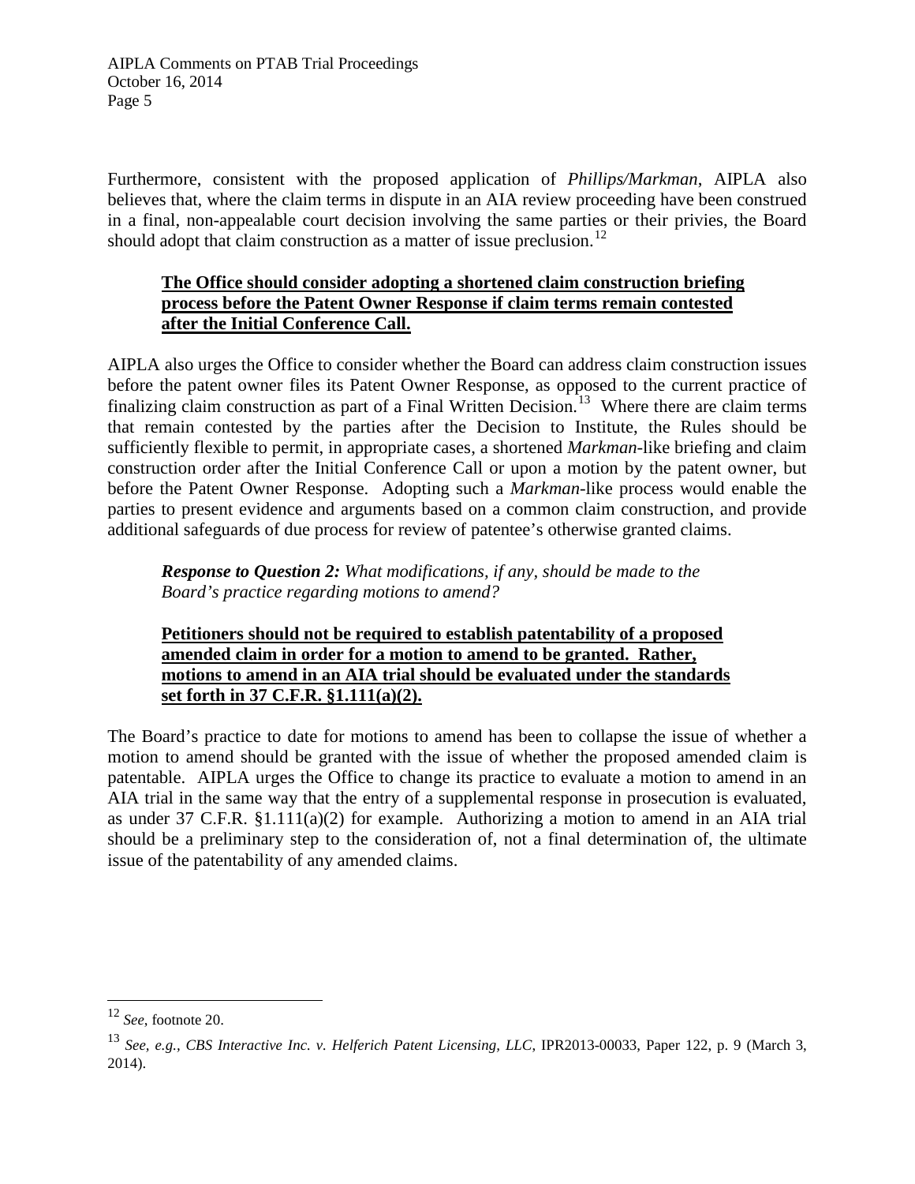Furthermore, consistent with the proposed application of *Phillips/Markman*, AIPLA also believes that, where the claim terms in dispute in an AIA review proceeding have been construed in a final, non-appealable court decision involving the same parties or their privies, the Board should adopt that claim construction as a matter of issue preclusion.[12]

**The Office should consider adopting a shortened claim construction briefing process before the Patent Owner Response if claim terms remain contested after the Initial Conference Call.**

AIPLA also urges the Office to consider whether the Board can address claim construction issues before the patent owner files its Patent Owner Response, as opposed to the current practice of finalizing claim construction as part of a Final Written Decision.[13] Where there are claim terms that remain contested by the parties after the Decision to Institute, the Rules should be sufficiently flexible to permit, in appropriate cases, a shortened *Markman*-like briefing and claim construction order after the Initial Conference Call or upon a motion by the patent owner, but before the Patent Owner Response. Adopting such a *Markman*-like process would enable the parties to present evidence and arguments based on a common claim construction, and provide additional safeguards of due process for review of patentee's otherwise granted claims.

***Response to Question 2:*** *What modifications, if any, should be made to the Board's practice regarding motions to amend?*

**Petitioners should not be required to establish patentability of a proposed amended claim in order for a motion to amend to be granted. Rather, motions to amend in an AIA trial should be evaluated under the standards set forth in 37 C.F.R. §1.111(a)(2).**

The Board's practice to date for motions to amend has been to collapse the issue of whether a motion to amend should be granted with the issue of whether the proposed amended claim is patentable. AIPLA urges the Office to change its practice to evaluate a motion to amend in an AIA trial in the same way that the entry of a supplemental response in prosecution is evaluated, as under 37 C.F.R. §1.111(a)(2) for example. Authorizing a motion to amend in an AIA trial should be a preliminary step to the consideration of, not a final determination of, the ultimate issue of the patentability of any amended claims.

---

[12] *See*, footnote 20.

[13] *See, e.g., CBS Interactive Inc. v. Helferich Patent Licensing, LLC*, IPR2013-00033, Paper 122, p. 9 (March 3, 2014).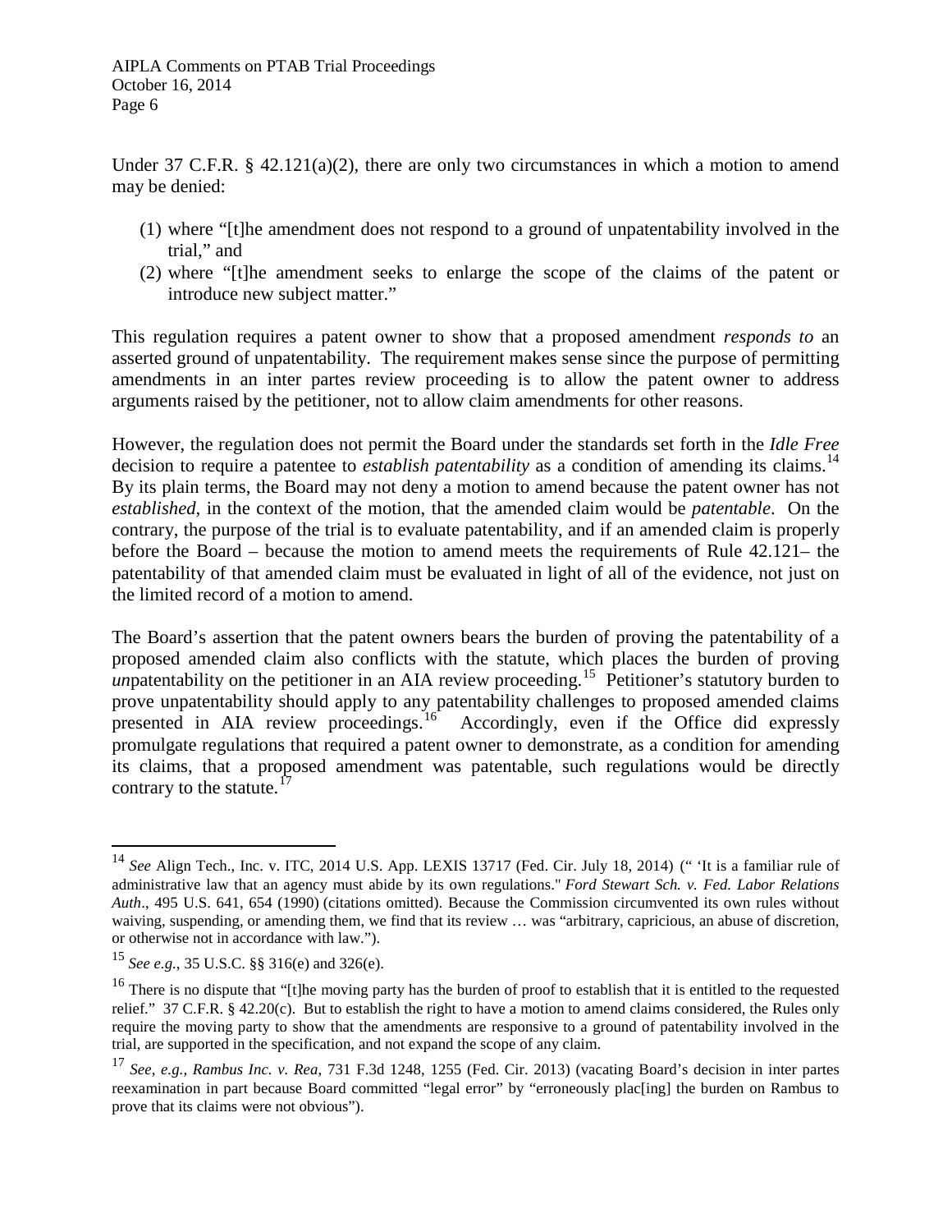Under 37 C.F.R. § 42.121(a)(2), there are only two circumstances in which a motion to amend may be denied:

1. where "[t]he amendment does not respond to a ground of unpatentability involved in the trial," and
2. where "[t]he amendment seeks to enlarge the scope of the claims of the patent or introduce new subject matter."

This regulation requires a patent owner to show that a proposed amendment *responds to* an asserted ground of unpatentability. The requirement makes sense since the purpose of permitting amendments in an inter partes review proceeding is to allow the patent owner to address arguments raised by the petitioner, not to allow claim amendments for other reasons.

However, the regulation does not permit the Board under the standards set forth in the *Idle Free* decision to require a patentee to *establish patentability* as a condition of amending its claims.[14] By its plain terms, the Board may not deny a motion to amend because the patent owner has not *established*, in the context of the motion, that the amended claim would be *patentable*. On the contrary, the purpose of the trial is to evaluate patentability, and if an amended claim is properly before the Board – because the motion to amend meets the requirements of Rule 42.121– the patentability of that amended claim must be evaluated in light of all of the evidence, not just on the limited record of a motion to amend.

The Board's assertion that the patent owners bears the burden of proving the patentability of a proposed amended claim also conflicts with the statute, which places the burden of proving *un*patentability on the petitioner in an AIA review proceeding.[15] Petitioner's statutory burden to prove unpatentability should apply to any patentability challenges to proposed amended claims presented in AIA review proceedings.[16] Accordingly, even if the Office did expressly promulgate regulations that required a patent owner to demonstrate, as a condition for amending its claims, that a proposed amendment was patentable, such regulations would be directly contrary to the statute.[17]

---

[14] *See* Align Tech., Inc. v. ITC, 2014 U.S. App. LEXIS 13717 (Fed. Cir. July 18, 2014) (" 'It is a familiar rule of administrative law that an agency must abide by its own regulations." *Ford Stewart Sch. v. Fed. Labor Relations Auth*., 495 U.S. 641, 654 (1990) (citations omitted). Because the Commission circumvented its own rules without waiving, suspending, or amending them, we find that its review … was "arbitrary, capricious, an abuse of discretion, or otherwise not in accordance with law.").

[15] *See e.g.*, 35 U.S.C. §§ 316(e) and 326(e).

[16] There is no dispute that "[t]he moving party has the burden of proof to establish that it is entitled to the requested relief." 37 C.F.R. § 42.20(c). But to establish the right to have a motion to amend claims considered, the Rules only require the moving party to show that the amendments are responsive to a ground of patentability involved in the trial, are supported in the specification, and not expand the scope of any claim.

[17] *See, e.g., Rambus Inc. v. Rea*, 731 F.3d 1248, 1255 (Fed. Cir. 2013) (vacating Board's decision in inter partes reexamination in part because Board committed "legal error" by "erroneously plac[ing] the burden on Rambus to prove that its claims were not obvious").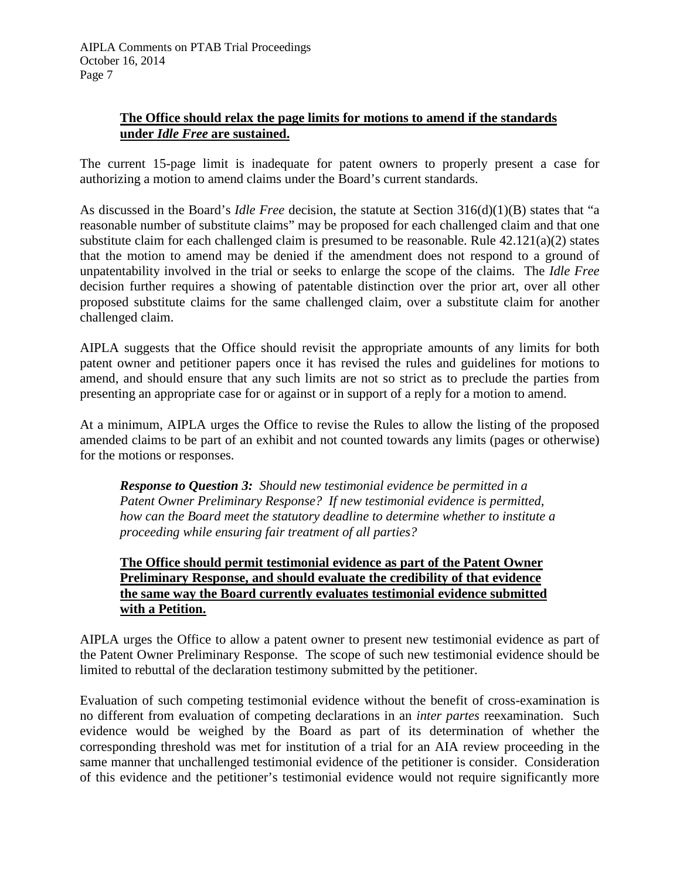**The Office should relax the page limits for motions to amend if the standards under *Idle Free* are sustained.**

The current 15-page limit is inadequate for patent owners to properly present a case for authorizing a motion to amend claims under the Board's current standards.

As discussed in the Board's *Idle Free* decision, the statute at Section 316(d)(1)(B) states that "a reasonable number of substitute claims" may be proposed for each challenged claim and that one substitute claim for each challenged claim is presumed to be reasonable. Rule 42.121(a)(2) states that the motion to amend may be denied if the amendment does not respond to a ground of unpatentability involved in the trial or seeks to enlarge the scope of the claims. The *Idle Free* decision further requires a showing of patentable distinction over the prior art, over all other proposed substitute claims for the same challenged claim, over a substitute claim for another challenged claim.

AIPLA suggests that the Office should revisit the appropriate amounts of any limits for both patent owner and petitioner papers once it has revised the rules and guidelines for motions to amend, and should ensure that any such limits are not so strict as to preclude the parties from presenting an appropriate case for or against or in support of a reply for a motion to amend.

At a minimum, AIPLA urges the Office to revise the Rules to allow the listing of the proposed amended claims to be part of an exhibit and not counted towards any limits (pages or otherwise) for the motions or responses.

> ***Response to Question 3:*** *Should new testimonial evidence be permitted in a Patent Owner Preliminary Response? If new testimonial evidence is permitted, how can the Board meet the statutory deadline to determine whether to institute a proceeding while ensuring fair treatment of all parties?*

**The Office should permit testimonial evidence as part of the Patent Owner Preliminary Response, and should evaluate the credibility of that evidence the same way the Board currently evaluates testimonial evidence submitted with a Petition.**

AIPLA urges the Office to allow a patent owner to present new testimonial evidence as part of the Patent Owner Preliminary Response. The scope of such new testimonial evidence should be limited to rebuttal of the declaration testimony submitted by the petitioner.

Evaluation of such competing testimonial evidence without the benefit of cross-examination is no different from evaluation of competing declarations in an *inter partes* reexamination. Such evidence would be weighed by the Board as part of its determination of whether the corresponding threshold was met for institution of a trial for an AIA review proceeding in the same manner that unchallenged testimonial evidence of the petitioner is consider. Consideration of this evidence and the petitioner's testimonial evidence would not require significantly more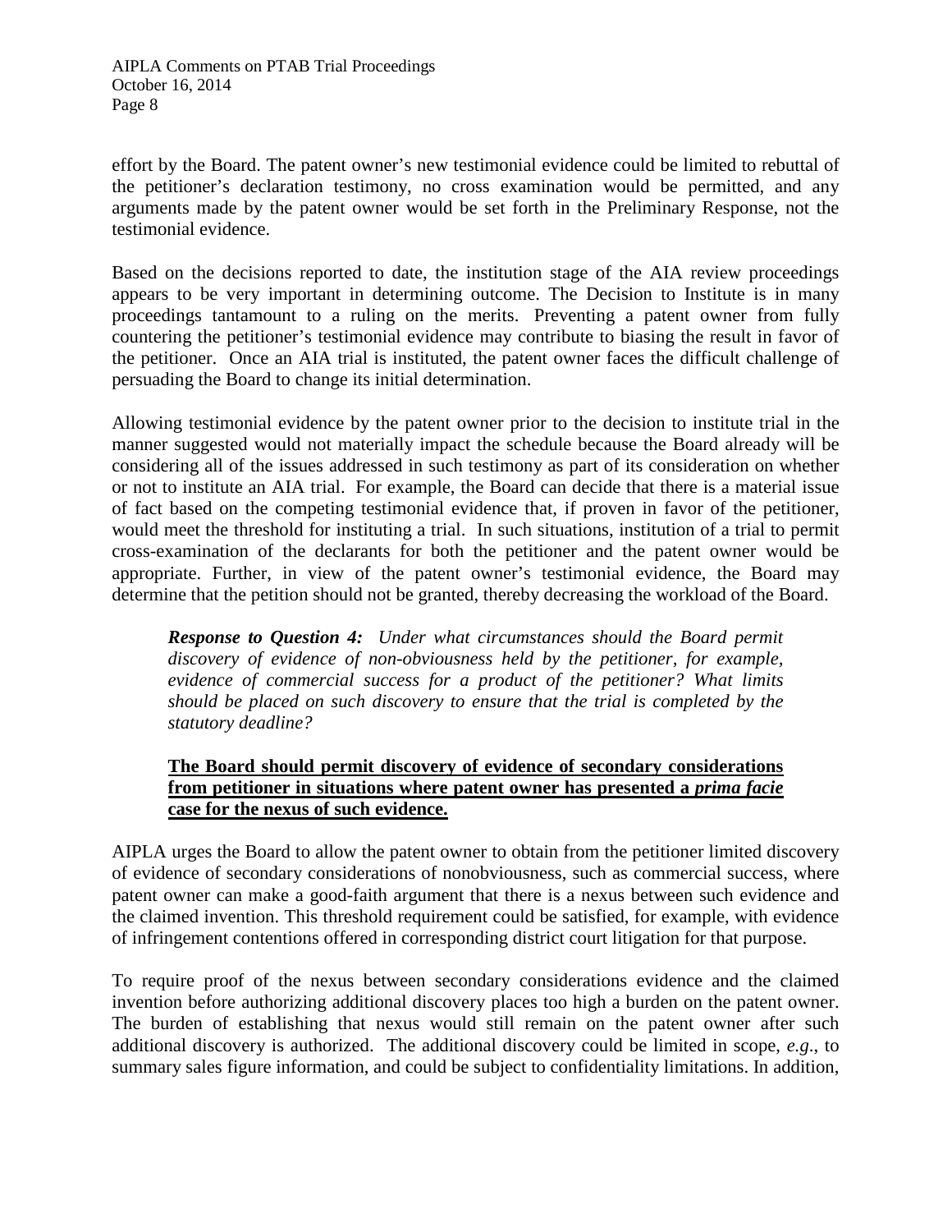effort by the Board. The patent owner's new testimonial evidence could be limited to rebuttal of the petitioner's declaration testimony, no cross examination would be permitted, and any arguments made by the patent owner would be set forth in the Preliminary Response, not the testimonial evidence.

Based on the decisions reported to date, the institution stage of the AIA review proceedings appears to be very important in determining outcome. The Decision to Institute is in many proceedings tantamount to a ruling on the merits. Preventing a patent owner from fully countering the petitioner's testimonial evidence may contribute to biasing the result in favor of the petitioner. Once an AIA trial is instituted, the patent owner faces the difficult challenge of persuading the Board to change its initial determination.

Allowing testimonial evidence by the patent owner prior to the decision to institute trial in the manner suggested would not materially impact the schedule because the Board already will be considering all of the issues addressed in such testimony as part of its consideration on whether or not to institute an AIA trial. For example, the Board can decide that there is a material issue of fact based on the competing testimonial evidence that, if proven in favor of the petitioner, would meet the threshold for instituting a trial. In such situations, institution of a trial to permit cross-examination of the declarants for both the petitioner and the patent owner would be appropriate. Further, in view of the patent owner's testimonial evidence, the Board may determine that the petition should not be granted, thereby decreasing the workload of the Board.

> ***Response to Question 4:*** *Under what circumstances should the Board permit discovery of evidence of non-obviousness held by the petitioner, for example, evidence of commercial success for a product of the petitioner? What limits should be placed on such discovery to ensure that the trial is completed by the statutory deadline?*
>
> **The Board should permit discovery of evidence of secondary considerations from petitioner in situations where patent owner has presented a *prima facie* case for the nexus of such evidence.**

AIPLA urges the Board to allow the patent owner to obtain from the petitioner limited discovery of evidence of secondary considerations of nonobviousness, such as commercial success, where patent owner can make a good-faith argument that there is a nexus between such evidence and the claimed invention. This threshold requirement could be satisfied, for example, with evidence of infringement contentions offered in corresponding district court litigation for that purpose.

To require proof of the nexus between secondary considerations evidence and the claimed invention before authorizing additional discovery places too high a burden on the patent owner. The burden of establishing that nexus would still remain on the patent owner after such additional discovery is authorized. The additional discovery could be limited in scope, *e.g.*, to summary sales figure information, and could be subject to confidentiality limitations. In addition,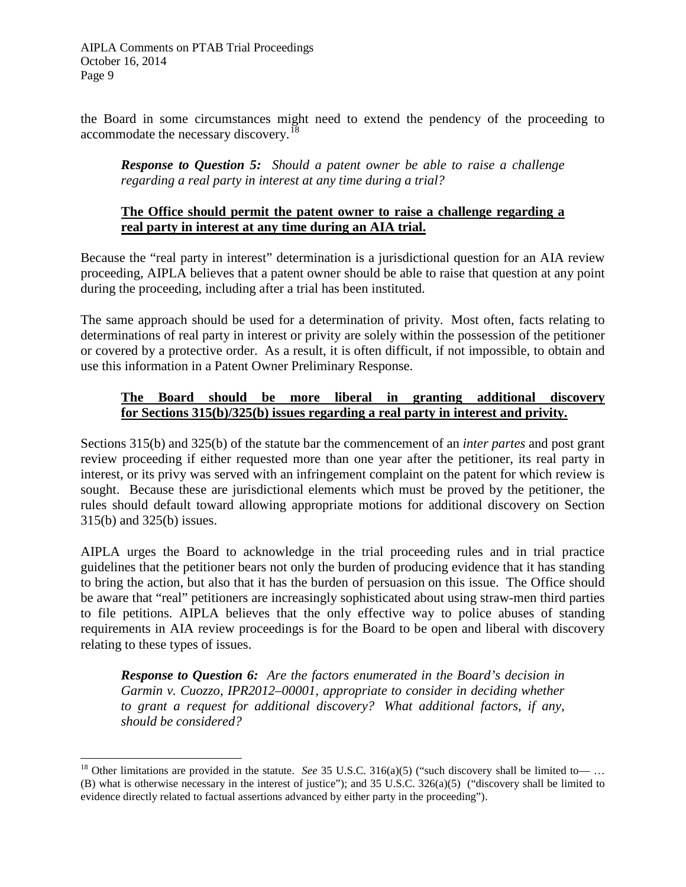the Board in some circumstances might need to extend the pendency of the proceeding to accommodate the necessary discovery.[18]

> ***Response to Question 5:*** *Should a patent owner be able to raise a challenge regarding a real party in interest at any time during a trial?*
>
> **The Office should permit the patent owner to raise a challenge regarding a real party in interest at any time during an AIA trial.**

Because the "real party in interest" determination is a jurisdictional question for an AIA review proceeding, AIPLA believes that a patent owner should be able to raise that question at any point during the proceeding, including after a trial has been instituted.

The same approach should be used for a determination of privity. Most often, facts relating to determinations of real party in interest or privity are solely within the possession of the petitioner or covered by a protective order. As a result, it is often difficult, if not impossible, to obtain and use this information in a Patent Owner Preliminary Response.

> **The Board should be more liberal in granting additional discovery for Sections 315(b)/325(b) issues regarding a real party in interest and privity.**

Sections 315(b) and 325(b) of the statute bar the commencement of an *inter partes* and post grant review proceeding if either requested more than one year after the petitioner, its real party in interest, or its privy was served with an infringement complaint on the patent for which review is sought. Because these are jurisdictional elements which must be proved by the petitioner, the rules should default toward allowing appropriate motions for additional discovery on Section 315(b) and 325(b) issues.

AIPLA urges the Board to acknowledge in the trial proceeding rules and in trial practice guidelines that the petitioner bears not only the burden of producing evidence that it has standing to bring the action, but also that it has the burden of persuasion on this issue. The Office should be aware that "real" petitioners are increasingly sophisticated about using straw-men third parties to file petitions. AIPLA believes that the only effective way to police abuses of standing requirements in AIA review proceedings is for the Board to be open and liberal with discovery relating to these types of issues.

> ***Response to Question 6:*** *Are the factors enumerated in the Board's decision in Garmin v. Cuozzo, IPR2012–00001, appropriate to consider in deciding whether to grant a request for additional discovery? What additional factors, if any, should be considered?*

---

[18] Other limitations are provided in the statute. *See* 35 U.S.C. 316(a)(5) ("such discovery shall be limited to— … (B) what is otherwise necessary in the interest of justice"); and 35 U.S.C. 326(a)(5) ("discovery shall be limited to evidence directly related to factual assertions advanced by either party in the proceeding").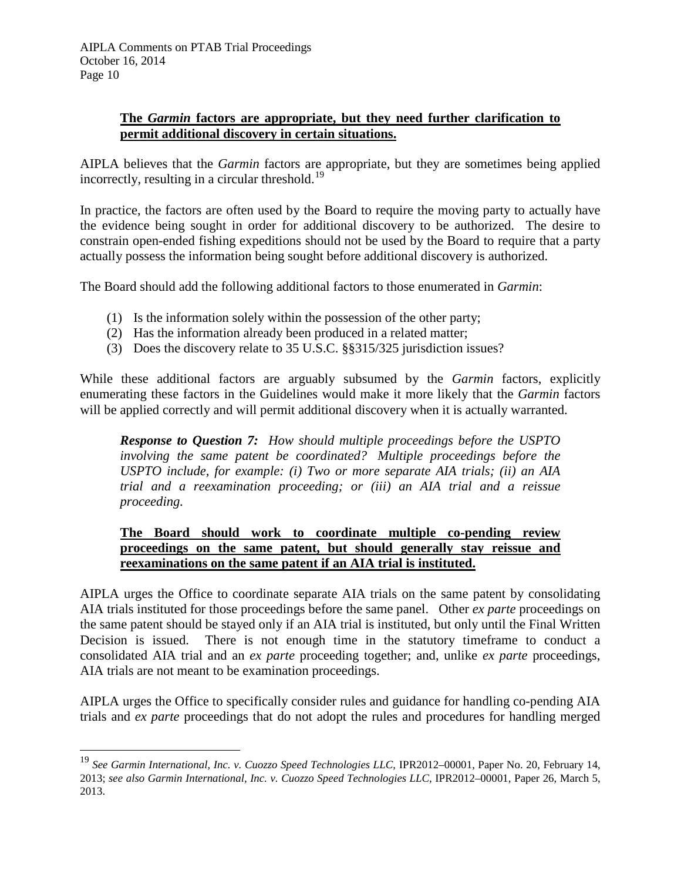**<u>The *Garmin* factors are appropriate, but they need further clarification to permit additional discovery in certain situations.</u>**

AIPLA believes that the *Garmin* factors are appropriate, but they are sometimes being applied incorrectly, resulting in a circular threshold.[19]

In practice, the factors are often used by the Board to require the moving party to actually have the evidence being sought in order for additional discovery to be authorized. The desire to constrain open-ended fishing expeditions should not be used by the Board to require that a party actually possess the information being sought before additional discovery is authorized.

The Board should add the following additional factors to those enumerated in *Garmin*:

(1) Is the information solely within the possession of the other party;
(2) Has the information already been produced in a related matter;
(3) Does the discovery relate to 35 U.S.C. §§315/325 jurisdiction issues?

While these additional factors are arguably subsumed by the *Garmin* factors, explicitly enumerating these factors in the Guidelines would make it more likely that the *Garmin* factors will be applied correctly and will permit additional discovery when it is actually warranted.

> ***Response to Question 7:*** *How should multiple proceedings before the USPTO involving the same patent be coordinated? Multiple proceedings before the USPTO include, for example: (i) Two or more separate AIA trials; (ii) an AIA trial and a reexamination proceeding; or (iii) an AIA trial and a reissue proceeding.*

**<u>The Board should work to coordinate multiple co-pending review proceedings on the same patent, but should generally stay reissue and reexaminations on the same patent if an AIA trial is instituted.</u>**

AIPLA urges the Office to coordinate separate AIA trials on the same patent by consolidating AIA trials instituted for those proceedings before the same panel. Other *ex parte* proceedings on the same patent should be stayed only if an AIA trial is instituted, but only until the Final Written Decision is issued. There is not enough time in the statutory timeframe to conduct a consolidated AIA trial and an *ex parte* proceeding together; and, unlike *ex parte* proceedings, AIA trials are not meant to be examination proceedings.

AIPLA urges the Office to specifically consider rules and guidance for handling co-pending AIA trials and *ex parte* proceedings that do not adopt the rules and procedures for handling merged

---

[19] *See Garmin International, Inc. v. Cuozzo Speed Technologies LLC*, IPR2012–00001, Paper No. 20, February 14, 2013; *see also Garmin International, Inc. v. Cuozzo Speed Technologies LLC*, IPR2012–00001, Paper 26, March 5, 2013.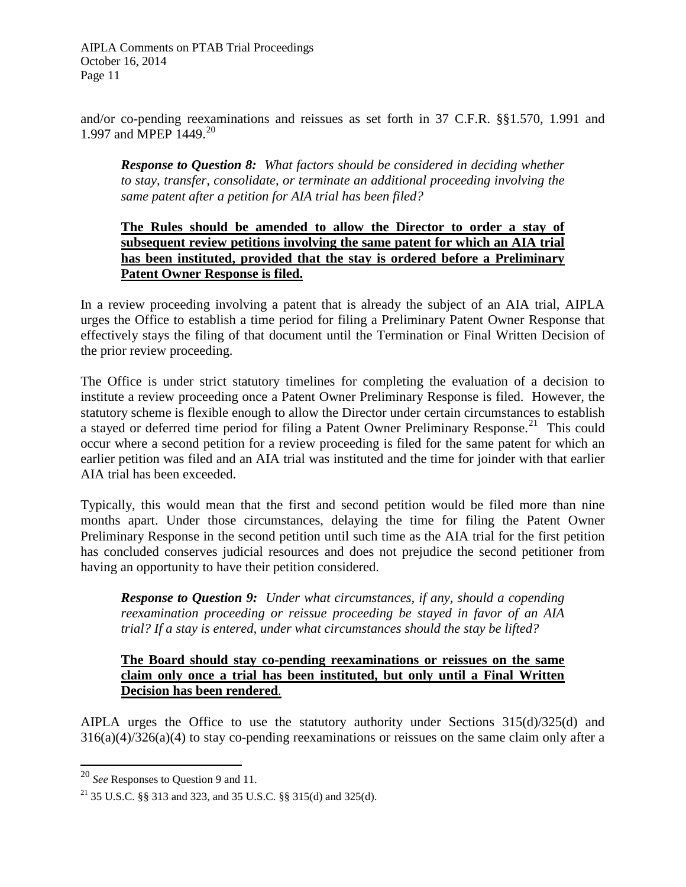and/or co-pending reexaminations and reissues as set forth in 37 C.F.R. §§1.570, 1.991 and 1.997 and MPEP 1449.[20]

> ***Response to Question 8:*** *What factors should be considered in deciding whether to stay, transfer, consolidate, or terminate an additional proceeding involving the same patent after a petition for AIA trial has been filed?*
>
> **The Rules should be amended to allow the Director to order a stay of subsequent review petitions involving the same patent for which an AIA trial has been instituted, provided that the stay is ordered before a Preliminary Patent Owner Response is filed.**

In a review proceeding involving a patent that is already the subject of an AIA trial, AIPLA urges the Office to establish a time period for filing a Preliminary Patent Owner Response that effectively stays the filing of that document until the Termination or Final Written Decision of the prior review proceeding.

The Office is under strict statutory timelines for completing the evaluation of a decision to institute a review proceeding once a Patent Owner Preliminary Response is filed. However, the statutory scheme is flexible enough to allow the Director under certain circumstances to establish a stayed or deferred time period for filing a Patent Owner Preliminary Response.[21] This could occur where a second petition for a review proceeding is filed for the same patent for which an earlier petition was filed and an AIA trial was instituted and the time for joinder with that earlier AIA trial has been exceeded.

Typically, this would mean that the first and second petition would be filed more than nine months apart. Under those circumstances, delaying the time for filing the Patent Owner Preliminary Response in the second petition until such time as the AIA trial for the first petition has concluded conserves judicial resources and does not prejudice the second petitioner from having an opportunity to have their petition considered.

> ***Response to Question 9:*** *Under what circumstances, if any, should a copending reexamination proceeding or reissue proceeding be stayed in favor of an AIA trial? If a stay is entered, under what circumstances should the stay be lifted?*
>
> **The Board should stay co-pending reexaminations or reissues on the same claim only once a trial has been instituted, but only until a Final Written Decision has been rendered**.

AIPLA urges the Office to use the statutory authority under Sections 315(d)/325(d) and 316(a)(4)/326(a)(4) to stay co-pending reexaminations or reissues on the same claim only after a

---

[20] *See* Responses to Question 9 and 11.

[21] 35 U.S.C. §§ 313 and 323, and 35 U.S.C. §§ 315(d) and 325(d).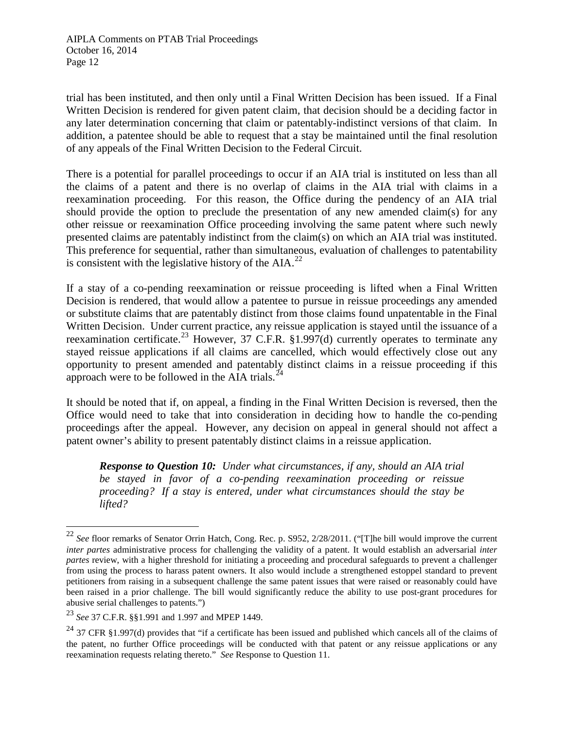trial has been instituted, and then only until a Final Written Decision has been issued. If a Final Written Decision is rendered for given patent claim, that decision should be a deciding factor in any later determination concerning that claim or patentably-indistinct versions of that claim. In addition, a patentee should be able to request that a stay be maintained until the final resolution of any appeals of the Final Written Decision to the Federal Circuit.

There is a potential for parallel proceedings to occur if an AIA trial is instituted on less than all the claims of a patent and there is no overlap of claims in the AIA trial with claims in a reexamination proceeding. For this reason, the Office during the pendency of an AIA trial should provide the option to preclude the presentation of any new amended claim(s) for any other reissue or reexamination Office proceeding involving the same patent where such newly presented claims are patentably indistinct from the claim(s) on which an AIA trial was instituted. This preference for sequential, rather than simultaneous, evaluation of challenges to patentability is consistent with the legislative history of the AIA.[22]

If a stay of a co-pending reexamination or reissue proceeding is lifted when a Final Written Decision is rendered, that would allow a patentee to pursue in reissue proceedings any amended or substitute claims that are patentably distinct from those claims found unpatentable in the Final Written Decision. Under current practice, any reissue application is stayed until the issuance of a reexamination certificate.[23] However, 37 C.F.R. §1.997(d) currently operates to terminate any stayed reissue applications if all claims are cancelled, which would effectively close out any opportunity to present amended and patentably distinct claims in a reissue proceeding if this approach were to be followed in the AIA trials.[24]

It should be noted that if, on appeal, a finding in the Final Written Decision is reversed, then the Office would need to take that into consideration in deciding how to handle the co-pending proceedings after the appeal. However, any decision on appeal in general should not affect a patent owner's ability to present patentably distinct claims in a reissue application.

> ***Response to Question 10:*** *Under what circumstances, if any, should an AIA trial be stayed in favor of a co-pending reexamination proceeding or reissue proceeding? If a stay is entered, under what circumstances should the stay be lifted?*

---

[22] *See* floor remarks of Senator Orrin Hatch, Cong. Rec. p. S952, 2/28/2011. ("[T]he bill would improve the current *inter partes* administrative process for challenging the validity of a patent. It would establish an adversarial *inter partes* review, with a higher threshold for initiating a proceeding and procedural safeguards to prevent a challenger from using the process to harass patent owners. It also would include a strengthened estoppel standard to prevent petitioners from raising in a subsequent challenge the same patent issues that were raised or reasonably could have been raised in a prior challenge. The bill would significantly reduce the ability to use post-grant procedures for abusive serial challenges to patents.")

[23] *See* 37 C.F.R. §§1.991 and 1.997 and MPEP 1449.

[24] 37 CFR §1.997(d) provides that "if a certificate has been issued and published which cancels all of the claims of the patent, no further Office proceedings will be conducted with that patent or any reissue applications or any reexamination requests relating thereto." *See* Response to Question 11.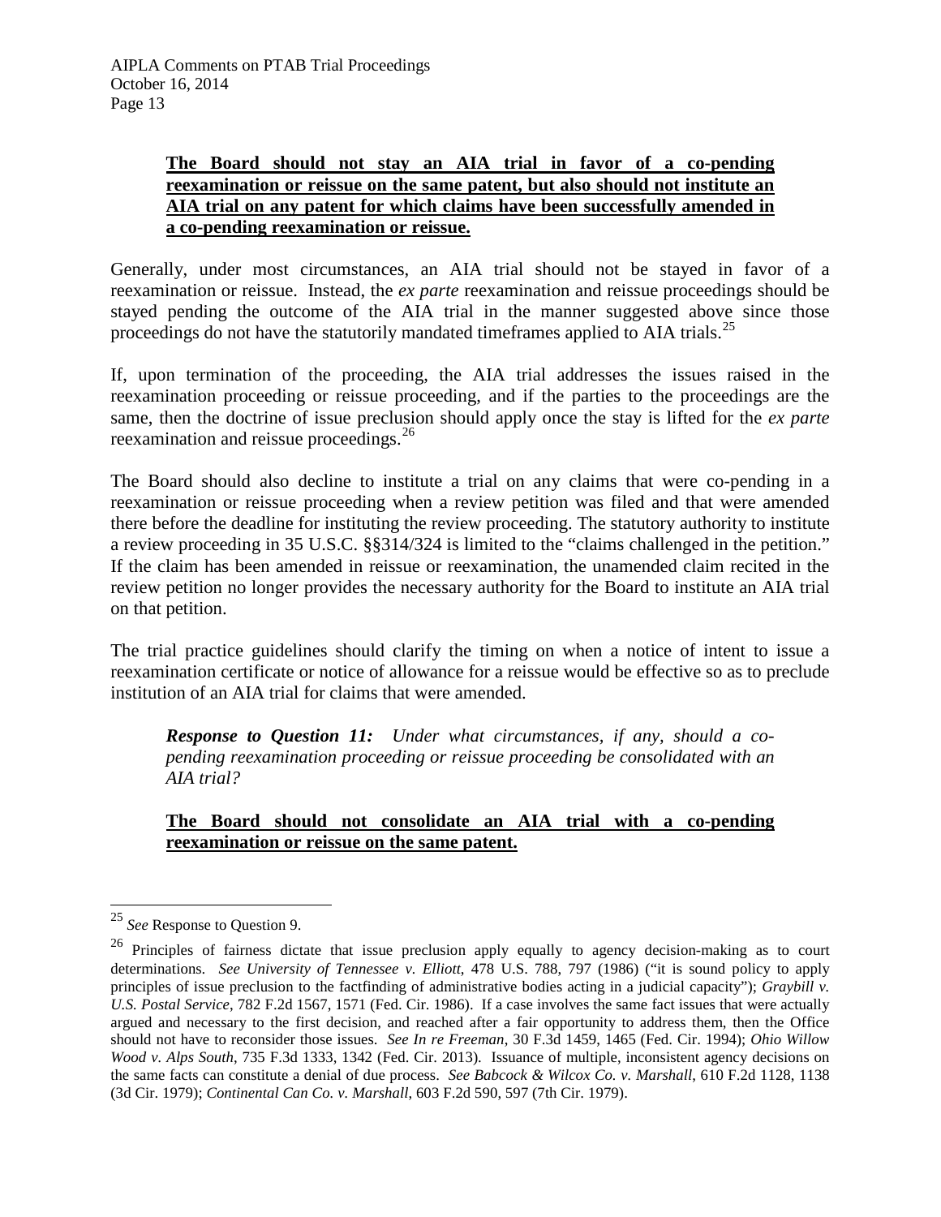**The Board should not stay an AIA trial in favor of a co-pending reexamination or reissue on the same patent, but also should not institute an AIA trial on any patent for which claims have been successfully amended in a co-pending reexamination or reissue.**

Generally, under most circumstances, an AIA trial should not be stayed in favor of a reexamination or reissue. Instead, the *ex parte* reexamination and reissue proceedings should be stayed pending the outcome of the AIA trial in the manner suggested above since those proceedings do not have the statutorily mandated timeframes applied to AIA trials.[25]

If, upon termination of the proceeding, the AIA trial addresses the issues raised in the reexamination proceeding or reissue proceeding, and if the parties to the proceedings are the same, then the doctrine of issue preclusion should apply once the stay is lifted for the *ex parte* reexamination and reissue proceedings.[26]

The Board should also decline to institute a trial on any claims that were co-pending in a reexamination or reissue proceeding when a review petition was filed and that were amended there before the deadline for instituting the review proceeding. The statutory authority to institute a review proceeding in 35 U.S.C. §§314/324 is limited to the "claims challenged in the petition." If the claim has been amended in reissue or reexamination, the unamended claim recited in the review petition no longer provides the necessary authority for the Board to institute an AIA trial on that petition.

The trial practice guidelines should clarify the timing on when a notice of intent to issue a reexamination certificate or notice of allowance for a reissue would be effective so as to preclude institution of an AIA trial for claims that were amended.

> ***Response to Question 11:*** *Under what circumstances, if any, should a co-pending reexamination proceeding or reissue proceeding be consolidated with an AIA trial?*

**The Board should not consolidate an AIA trial with a co-pending reexamination or reissue on the same patent.**

---

[25] *See* Response to Question 9.

[26] Principles of fairness dictate that issue preclusion apply equally to agency decision-making as to court determinations. *See University of Tennessee v. Elliott*, 478 U.S. 788, 797 (1986) ("it is sound policy to apply principles of issue preclusion to the factfinding of administrative bodies acting in a judicial capacity"); *Graybill v. U.S. Postal Service*, 782 F.2d 1567, 1571 (Fed. Cir. 1986). If a case involves the same fact issues that were actually argued and necessary to the first decision, and reached after a fair opportunity to address them, then the Office should not have to reconsider those issues. *See In re Freeman*, 30 F.3d 1459, 1465 (Fed. Cir. 1994); *Ohio Willow Wood v. Alps South*, 735 F.3d 1333, 1342 (Fed. Cir. 2013). Issuance of multiple, inconsistent agency decisions on the same facts can constitute a denial of due process. *See Babcock & Wilcox Co. v. Marshall*, 610 F.2d 1128, 1138 (3d Cir. 1979); *Continental Can Co. v. Marshall*, 603 F.2d 590, 597 (7th Cir. 1979).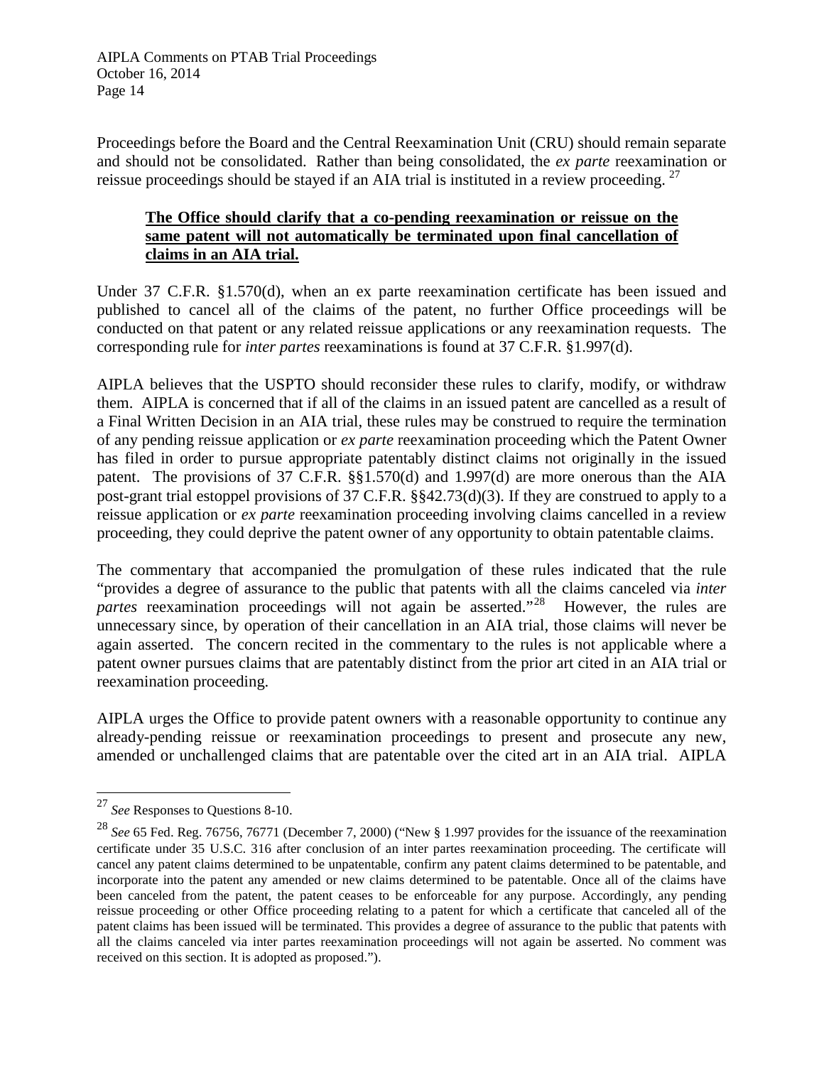Proceedings before the Board and the Central Reexamination Unit (CRU) should remain separate and should not be consolidated. Rather than being consolidated, the *ex parte* reexamination or reissue proceedings should be stayed if an AIA trial is instituted in a review proceeding.[27]

**The Office should clarify that a co-pending reexamination or reissue on the same patent will not automatically be terminated upon final cancellation of claims in an AIA trial.**

Under 37 C.F.R. §1.570(d), when an ex parte reexamination certificate has been issued and published to cancel all of the claims of the patent, no further Office proceedings will be conducted on that patent or any related reissue applications or any reexamination requests. The corresponding rule for *inter partes* reexaminations is found at 37 C.F.R. §1.997(d).

AIPLA believes that the USPTO should reconsider these rules to clarify, modify, or withdraw them. AIPLA is concerned that if all of the claims in an issued patent are cancelled as a result of a Final Written Decision in an AIA trial, these rules may be construed to require the termination of any pending reissue application or *ex parte* reexamination proceeding which the Patent Owner has filed in order to pursue appropriate patentably distinct claims not originally in the issued patent. The provisions of 37 C.F.R. §§1.570(d) and 1.997(d) are more onerous than the AIA post-grant trial estoppel provisions of 37 C.F.R. §§42.73(d)(3). If they are construed to apply to a reissue application or *ex parte* reexamination proceeding involving claims cancelled in a review proceeding, they could deprive the patent owner of any opportunity to obtain patentable claims.

The commentary that accompanied the promulgation of these rules indicated that the rule "provides a degree of assurance to the public that patents with all the claims canceled via *inter partes* reexamination proceedings will not again be asserted."[28] However, the rules are unnecessary since, by operation of their cancellation in an AIA trial, those claims will never be again asserted. The concern recited in the commentary to the rules is not applicable where a patent owner pursues claims that are patentably distinct from the prior art cited in an AIA trial or reexamination proceeding.

AIPLA urges the Office to provide patent owners with a reasonable opportunity to continue any already-pending reissue or reexamination proceedings to present and prosecute any new, amended or unchallenged claims that are patentable over the cited art in an AIA trial. AIPLA

---

[27] *See* Responses to Questions 8-10.

[28] *See* 65 Fed. Reg. 76756, 76771 (December 7, 2000) ("New § 1.997 provides for the issuance of the reexamination certificate under 35 U.S.C. 316 after conclusion of an inter partes reexamination proceeding. The certificate will cancel any patent claims determined to be unpatentable, confirm any patent claims determined to be patentable, and incorporate into the patent any amended or new claims determined to be patentable. Once all of the claims have been canceled from the patent, the patent ceases to be enforceable for any purpose. Accordingly, any pending reissue proceeding or other Office proceeding relating to a patent for which a certificate that canceled all of the patent claims has been issued will be terminated. This provides a degree of assurance to the public that patents with all the claims canceled via inter partes reexamination proceedings will not again be asserted. No comment was received on this section. It is adopted as proposed.").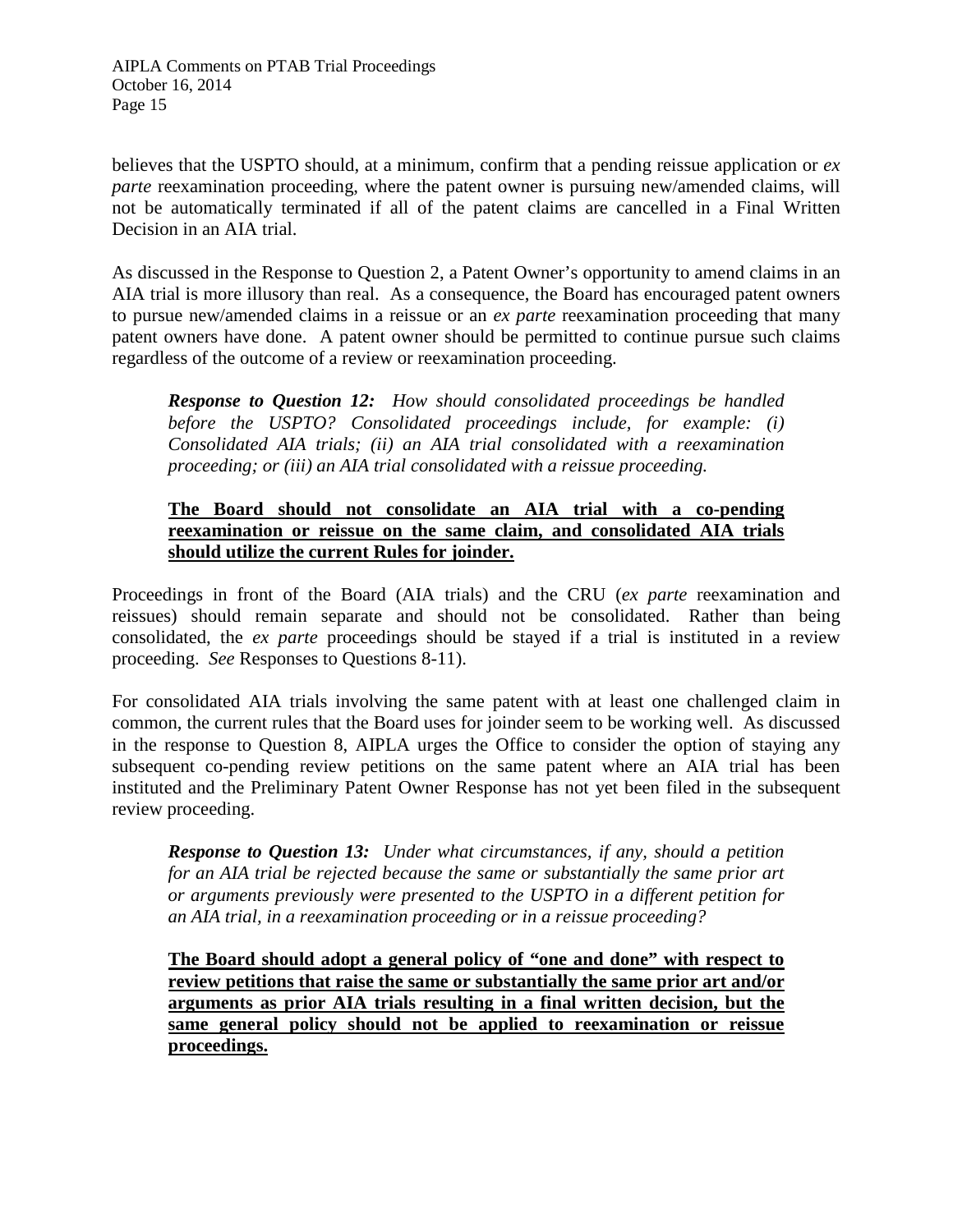believes that the USPTO should, at a minimum, confirm that a pending reissue application or *ex parte* reexamination proceeding, where the patent owner is pursuing new/amended claims, will not be automatically terminated if all of the patent claims are cancelled in a Final Written Decision in an AIA trial.

As discussed in the Response to Question 2, a Patent Owner's opportunity to amend claims in an AIA trial is more illusory than real. As a consequence, the Board has encouraged patent owners to pursue new/amended claims in a reissue or an *ex parte* reexamination proceeding that many patent owners have done. A patent owner should be permitted to continue pursue such claims regardless of the outcome of a review or reexamination proceeding.

> ***Response to Question 12:*** *How should consolidated proceedings be handled before the USPTO? Consolidated proceedings include, for example: (i) Consolidated AIA trials; (ii) an AIA trial consolidated with a reexamination proceeding; or (iii) an AIA trial consolidated with a reissue proceeding.*
>
> **The Board should not consolidate an AIA trial with a co-pending reexamination or reissue on the same claim, and consolidated AIA trials should utilize the current Rules for joinder.**

Proceedings in front of the Board (AIA trials) and the CRU (*ex parte* reexamination and reissues) should remain separate and should not be consolidated. Rather than being consolidated, the *ex parte* proceedings should be stayed if a trial is instituted in a review proceeding. *See* Responses to Questions 8-11).

For consolidated AIA trials involving the same patent with at least one challenged claim in common, the current rules that the Board uses for joinder seem to be working well. As discussed in the response to Question 8, AIPLA urges the Office to consider the option of staying any subsequent co-pending review petitions on the same patent where an AIA trial has been instituted and the Preliminary Patent Owner Response has not yet been filed in the subsequent review proceeding.

> ***Response to Question 13:*** *Under what circumstances, if any, should a petition for an AIA trial be rejected because the same or substantially the same prior art or arguments previously were presented to the USPTO in a different petition for an AIA trial, in a reexamination proceeding or in a reissue proceeding?*
>
> **The Board should adopt a general policy of "one and done" with respect to review petitions that raise the same or substantially the same prior art and/or arguments as prior AIA trials resulting in a final written decision, but the same general policy should not be applied to reexamination or reissue proceedings.**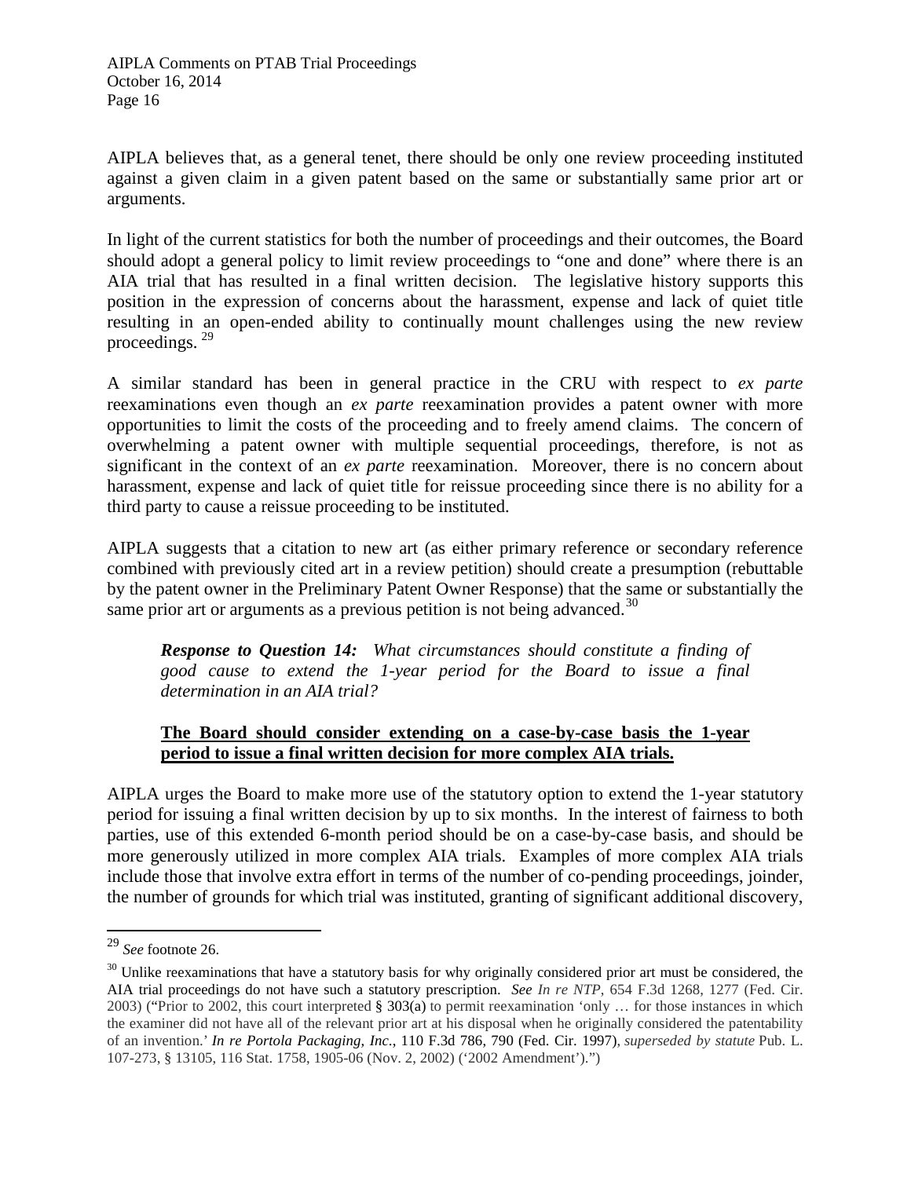AIPLA believes that, as a general tenet, there should be only one review proceeding instituted against a given claim in a given patent based on the same or substantially same prior art or arguments.

In light of the current statistics for both the number of proceedings and their outcomes, the Board should adopt a general policy to limit review proceedings to "one and done" where there is an AIA trial that has resulted in a final written decision. The legislative history supports this position in the expression of concerns about the harassment, expense and lack of quiet title resulting in an open-ended ability to continually mount challenges using the new review proceedings. [29]

A similar standard has been in general practice in the CRU with respect to *ex parte* reexaminations even though an *ex parte* reexamination provides a patent owner with more opportunities to limit the costs of the proceeding and to freely amend claims. The concern of overwhelming a patent owner with multiple sequential proceedings, therefore, is not as significant in the context of an *ex parte* reexamination. Moreover, there is no concern about harassment, expense and lack of quiet title for reissue proceeding since there is no ability for a third party to cause a reissue proceeding to be instituted.

AIPLA suggests that a citation to new art (as either primary reference or secondary reference combined with previously cited art in a review petition) should create a presumption (rebuttable by the patent owner in the Preliminary Patent Owner Response) that the same or substantially the same prior art or arguments as a previous petition is not being advanced. [30]

> ***Response to Question 14:*** *What circumstances should constitute a finding of good cause to extend the 1-year period for the Board to issue a final determination in an AIA trial?*
>
> **<u>The Board should consider extending on a case-by-case basis the 1-year period to issue a final written decision for more complex AIA trials.</u>**

AIPLA urges the Board to make more use of the statutory option to extend the 1-year statutory period for issuing a final written decision by up to six months. In the interest of fairness to both parties, use of this extended 6-month period should be on a case-by-case basis, and should be more generously utilized in more complex AIA trials. Examples of more complex AIA trials include those that involve extra effort in terms of the number of co-pending proceedings, joinder, the number of grounds for which trial was instituted, granting of significant additional discovery,

---

[29] *See* footnote 26.

[30] Unlike reexaminations that have a statutory basis for why originally considered prior art must be considered, the AIA trial proceedings do not have such a statutory prescription. *See In re NTP*, 654 F.3d 1268, 1277 (Fed. Cir. 2003) ("Prior to 2002, this court interpreted § 303(a) to permit reexamination 'only … for those instances in which the examiner did not have all of the relevant prior art at his disposal when he originally considered the patentability of an invention.' *In re Portola Packaging, Inc*., 110 F.3d 786, 790 (Fed. Cir. 1997), *superseded by statute* Pub. L. 107-273, § 13105, 116 Stat. 1758, 1905-06 (Nov. 2, 2002) ('2002 Amendment').")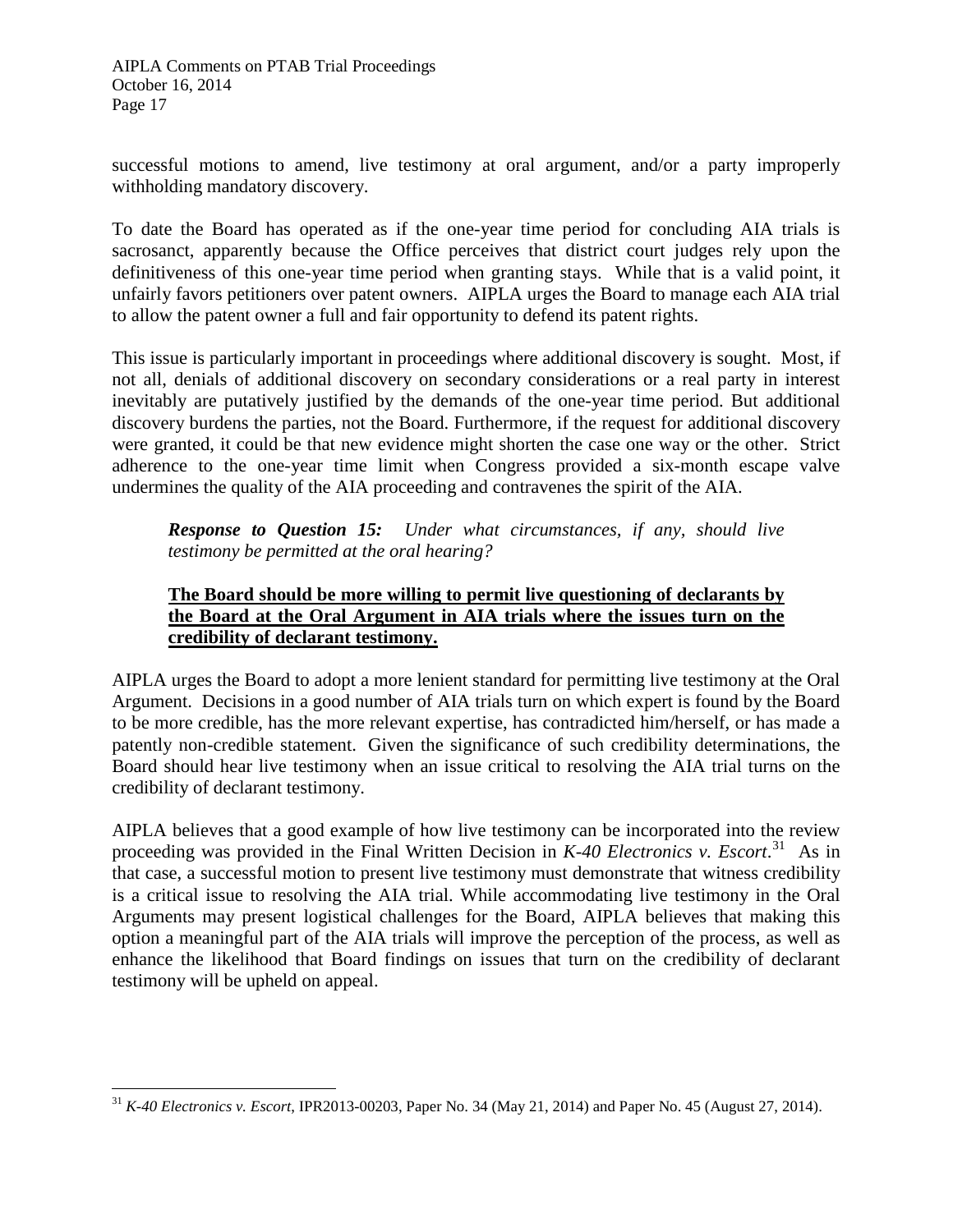successful motions to amend, live testimony at oral argument, and/or a party improperly withholding mandatory discovery.

To date the Board has operated as if the one-year time period for concluding AIA trials is sacrosanct, apparently because the Office perceives that district court judges rely upon the definitiveness of this one-year time period when granting stays. While that is a valid point, it unfairly favors petitioners over patent owners. AIPLA urges the Board to manage each AIA trial to allow the patent owner a full and fair opportunity to defend its patent rights.

This issue is particularly important in proceedings where additional discovery is sought. Most, if not all, denials of additional discovery on secondary considerations or a real party in interest inevitably are putatively justified by the demands of the one-year time period. But additional discovery burdens the parties, not the Board. Furthermore, if the request for additional discovery were granted, it could be that new evidence might shorten the case one way or the other. Strict adherence to the one-year time limit when Congress provided a six-month escape valve undermines the quality of the AIA proceeding and contravenes the spirit of the AIA.

> ***Response to Question 15:*** *Under what circumstances, if any, should live testimony be permitted at the oral hearing?*
>
> **The Board should be more willing to permit live questioning of declarants by the Board at the Oral Argument in AIA trials where the issues turn on the credibility of declarant testimony.**

AIPLA urges the Board to adopt a more lenient standard for permitting live testimony at the Oral Argument. Decisions in a good number of AIA trials turn on which expert is found by the Board to be more credible, has the more relevant expertise, has contradicted him/herself, or has made a patently non-credible statement. Given the significance of such credibility determinations, the Board should hear live testimony when an issue critical to resolving the AIA trial turns on the credibility of declarant testimony.

AIPLA believes that a good example of how live testimony can be incorporated into the review proceeding was provided in the Final Written Decision in *K-40 Electronics v. Escort*.[31] As in that case, a successful motion to present live testimony must demonstrate that witness credibility is a critical issue to resolving the AIA trial. While accommodating live testimony in the Oral Arguments may present logistical challenges for the Board, AIPLA believes that making this option a meaningful part of the AIA trials will improve the perception of the process, as well as enhance the likelihood that Board findings on issues that turn on the credibility of declarant testimony will be upheld on appeal.

---

[31] *K-40 Electronics v. Escort*, IPR2013-00203, Paper No. 34 (May 21, 2014) and Paper No. 45 (August 27, 2014).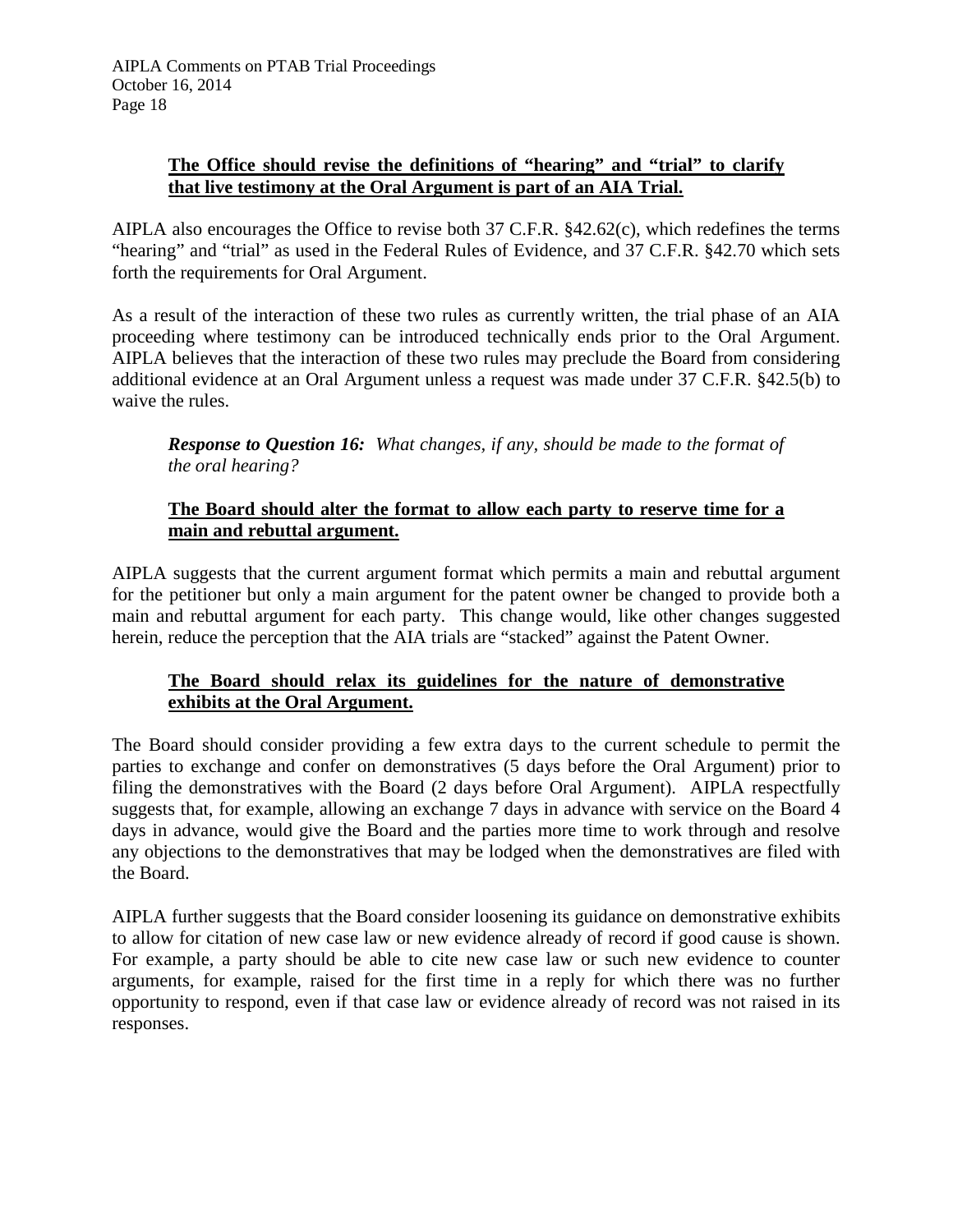**The Office should revise the definitions of "hearing" and "trial" to clarify that live testimony at the Oral Argument is part of an AIA Trial.**

AIPLA also encourages the Office to revise both 37 C.F.R. §42.62(c), which redefines the terms "hearing" and "trial" as used in the Federal Rules of Evidence, and 37 C.F.R. §42.70 which sets forth the requirements for Oral Argument.

As a result of the interaction of these two rules as currently written, the trial phase of an AIA proceeding where testimony can be introduced technically ends prior to the Oral Argument. AIPLA believes that the interaction of these two rules may preclude the Board from considering additional evidence at an Oral Argument unless a request was made under 37 C.F.R. §42.5(b) to waive the rules.

> ***Response to Question 16:*** *What changes, if any, should be made to the format of the oral hearing?*

**The Board should alter the format to allow each party to reserve time for a main and rebuttal argument.**

AIPLA suggests that the current argument format which permits a main and rebuttal argument for the petitioner but only a main argument for the patent owner be changed to provide both a main and rebuttal argument for each party. This change would, like other changes suggested herein, reduce the perception that the AIA trials are "stacked" against the Patent Owner.

**The Board should relax its guidelines for the nature of demonstrative exhibits at the Oral Argument.**

The Board should consider providing a few extra days to the current schedule to permit the parties to exchange and confer on demonstratives (5 days before the Oral Argument) prior to filing the demonstratives with the Board (2 days before Oral Argument). AIPLA respectfully suggests that, for example, allowing an exchange 7 days in advance with service on the Board 4 days in advance, would give the Board and the parties more time to work through and resolve any objections to the demonstratives that may be lodged when the demonstratives are filed with the Board.

AIPLA further suggests that the Board consider loosening its guidance on demonstrative exhibits to allow for citation of new case law or new evidence already of record if good cause is shown. For example, a party should be able to cite new case law or such new evidence to counter arguments, for example, raised for the first time in a reply for which there was no further opportunity to respond, even if that case law or evidence already of record was not raised in its responses.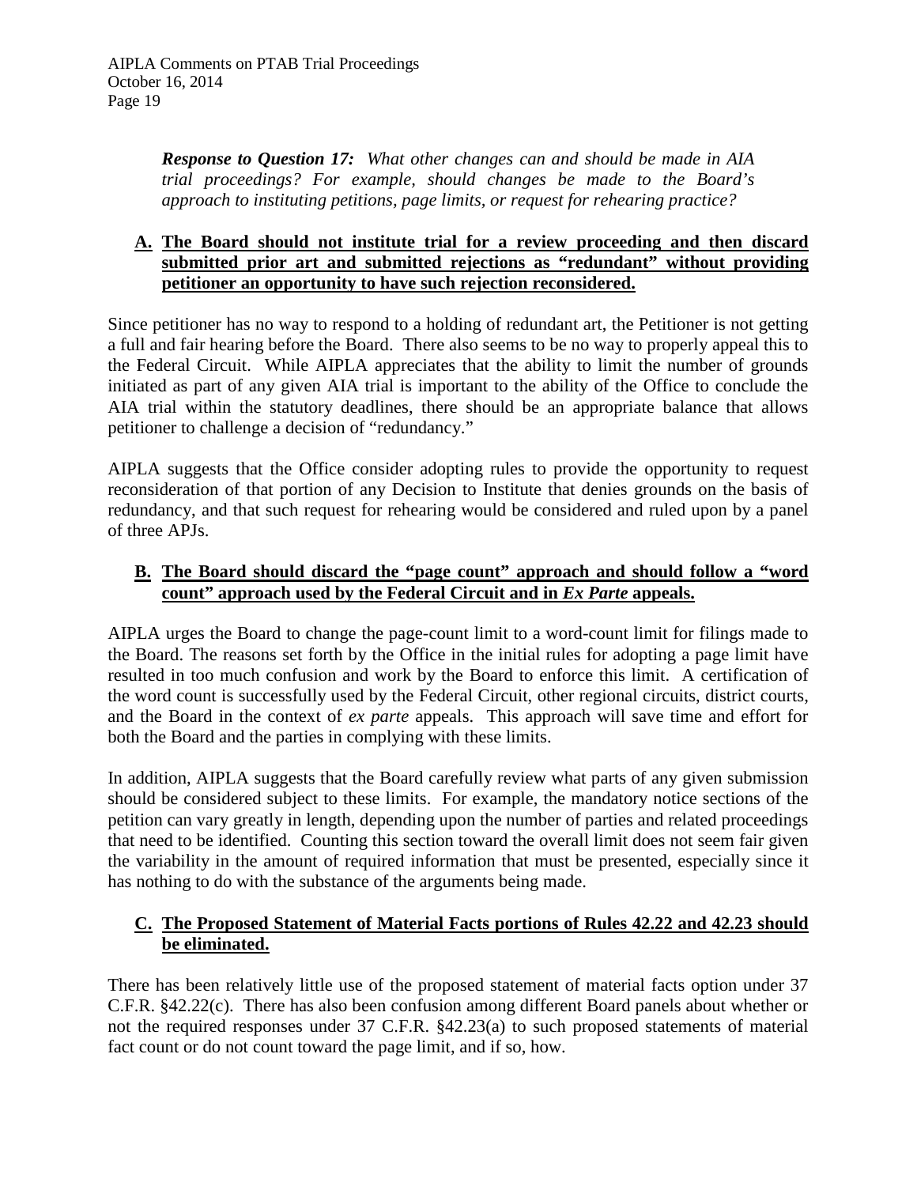***Response to Question 17:*** *What other changes can and should be made in AIA trial proceedings? For example, should changes be made to the Board's approach to instituting petitions, page limits, or request for rehearing practice?*

### **A. The Board should not institute trial for a review proceeding and then discard submitted prior art and submitted rejections as "redundant" without providing petitioner an opportunity to have such rejection reconsidered.**

Since petitioner has no way to respond to a holding of redundant art, the Petitioner is not getting a full and fair hearing before the Board. There also seems to be no way to properly appeal this to the Federal Circuit. While AIPLA appreciates that the ability to limit the number of grounds initiated as part of any given AIA trial is important to the ability of the Office to conclude the AIA trial within the statutory deadlines, there should be an appropriate balance that allows petitioner to challenge a decision of "redundancy."

AIPLA suggests that the Office consider adopting rules to provide the opportunity to request reconsideration of that portion of any Decision to Institute that denies grounds on the basis of redundancy, and that such request for rehearing would be considered and ruled upon by a panel of three APJs.

### **B. The Board should discard the "page count" approach and should follow a "word count" approach used by the Federal Circuit and in *Ex Parte* appeals.**

AIPLA urges the Board to change the page-count limit to a word-count limit for filings made to the Board. The reasons set forth by the Office in the initial rules for adopting a page limit have resulted in too much confusion and work by the Board to enforce this limit. A certification of the word count is successfully used by the Federal Circuit, other regional circuits, district courts, and the Board in the context of *ex parte* appeals. This approach will save time and effort for both the Board and the parties in complying with these limits.

In addition, AIPLA suggests that the Board carefully review what parts of any given submission should be considered subject to these limits. For example, the mandatory notice sections of the petition can vary greatly in length, depending upon the number of parties and related proceedings that need to be identified. Counting this section toward the overall limit does not seem fair given the variability in the amount of required information that must be presented, especially since it has nothing to do with the substance of the arguments being made.

### **C. The Proposed Statement of Material Facts portions of Rules 42.22 and 42.23 should be eliminated.**

There has been relatively little use of the proposed statement of material facts option under 37 C.F.R. §42.22(c). There has also been confusion among different Board panels about whether or not the required responses under 37 C.F.R. §42.23(a) to such proposed statements of material fact count or do not count toward the page limit, and if so, how.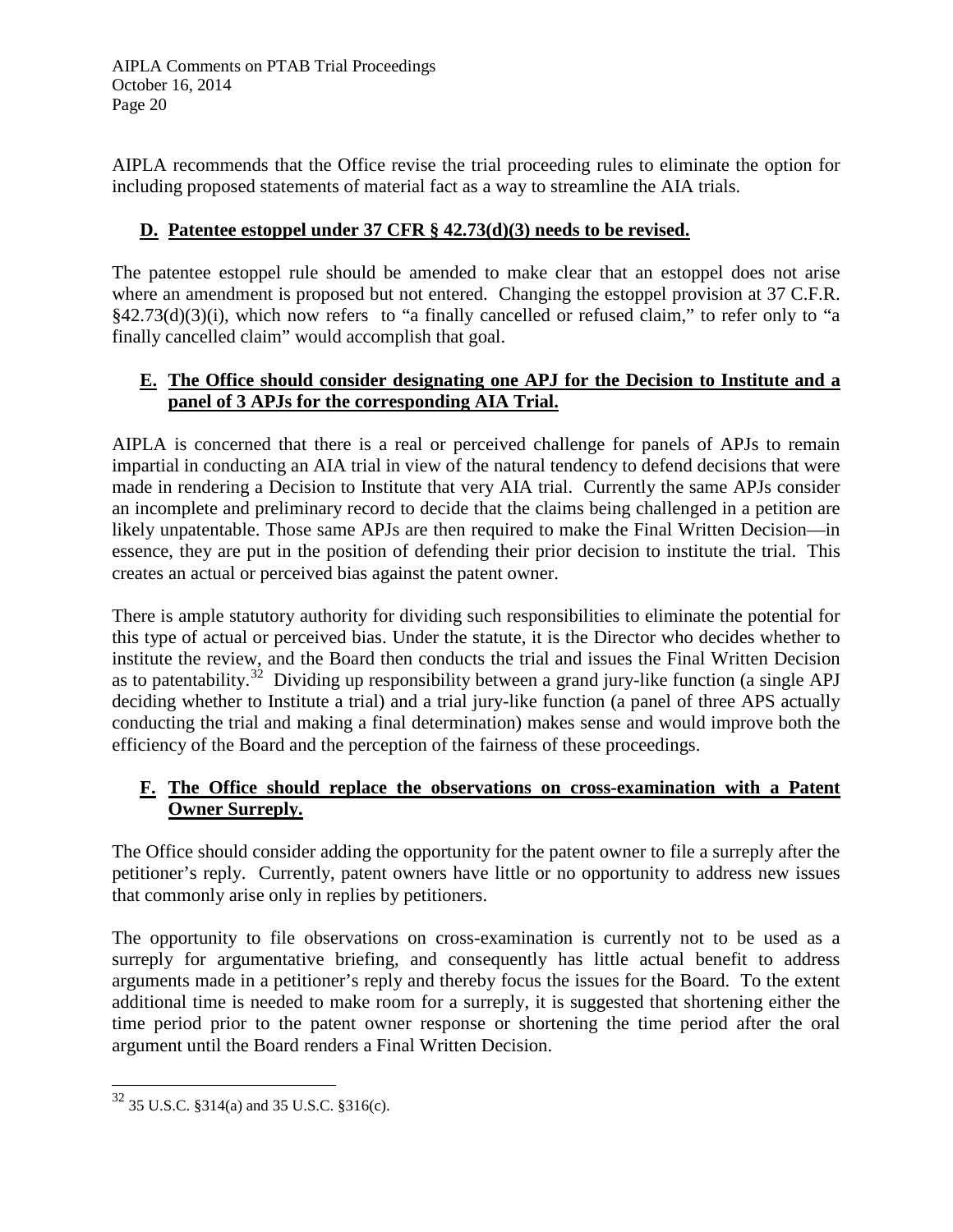AIPLA recommends that the Office revise the trial proceeding rules to eliminate the option for including proposed statements of material fact as a way to streamline the AIA trials.

### D. Patentee estoppel under 37 CFR § 42.73(d)(3) needs to be revised.

The patentee estoppel rule should be amended to make clear that an estoppel does not arise where an amendment is proposed but not entered. Changing the estoppel provision at 37 C.F.R. §42.73(d)(3)(i), which now refers to "a finally cancelled or refused claim," to refer only to "a finally cancelled claim" would accomplish that goal.

### E. The Office should consider designating one APJ for the Decision to Institute and a panel of 3 APJs for the corresponding AIA Trial.

AIPLA is concerned that there is a real or perceived challenge for panels of APJs to remain impartial in conducting an AIA trial in view of the natural tendency to defend decisions that were made in rendering a Decision to Institute that very AIA trial. Currently the same APJs consider an incomplete and preliminary record to decide that the claims being challenged in a petition are likely unpatentable. Those same APJs are then required to make the Final Written Decision—in essence, they are put in the position of defending their prior decision to institute the trial. This creates an actual or perceived bias against the patent owner.

There is ample statutory authority for dividing such responsibilities to eliminate the potential for this type of actual or perceived bias. Under the statute, it is the Director who decides whether to institute the review, and the Board then conducts the trial and issues the Final Written Decision as to patentability.[32] Dividing up responsibility between a grand jury-like function (a single APJ deciding whether to Institute a trial) and a trial jury-like function (a panel of three APS actually conducting the trial and making a final determination) makes sense and would improve both the efficiency of the Board and the perception of the fairness of these proceedings.

### F. The Office should replace the observations on cross-examination with a Patent Owner Surreply.

The Office should consider adding the opportunity for the patent owner to file a surreply after the petitioner's reply. Currently, patent owners have little or no opportunity to address new issues that commonly arise only in replies by petitioners.

The opportunity to file observations on cross-examination is currently not to be used as a surreply for argumentative briefing, and consequently has little actual benefit to address arguments made in a petitioner's reply and thereby focus the issues for the Board. To the extent additional time is needed to make room for a surreply, it is suggested that shortening either the time period prior to the patent owner response or shortening the time period after the oral argument until the Board renders a Final Written Decision.

---

[32] 35 U.S.C. §314(a) and 35 U.S.C. §316(c).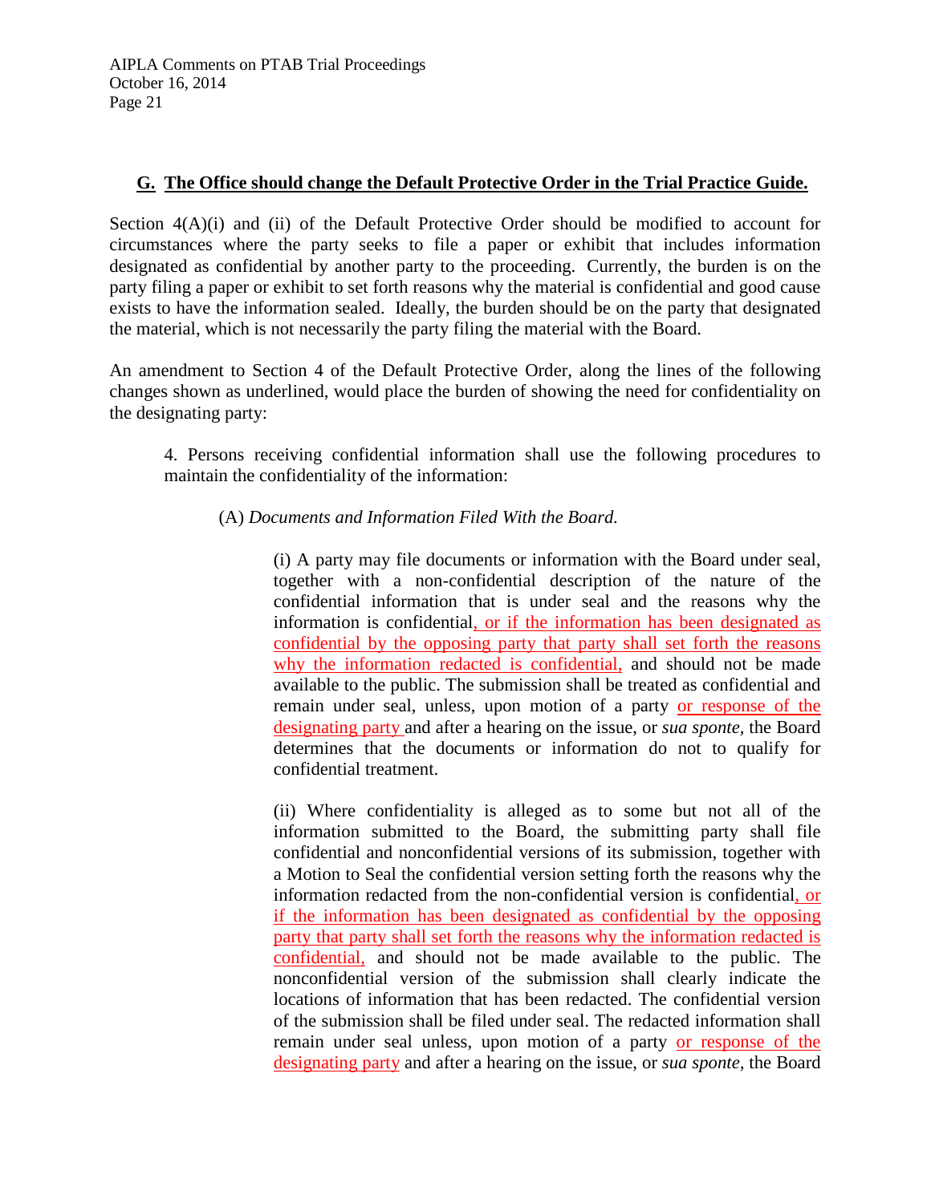## G. The Office should change the Default Protective Order in the Trial Practice Guide.

Section 4(A)(i) and (ii) of the Default Protective Order should be modified to account for circumstances where the party seeks to file a paper or exhibit that includes information designated as confidential by another party to the proceeding. Currently, the burden is on the party filing a paper or exhibit to set forth reasons why the material is confidential and good cause exists to have the information sealed. Ideally, the burden should be on the party that designated the material, which is not necessarily the party filing the material with the Board.

An amendment to Section 4 of the Default Protective Order, along the lines of the following changes shown as underlined, would place the burden of showing the need for confidentiality on the designating party:

> 4. Persons receiving confidential information shall use the following procedures to maintain the confidentiality of the information:
>
> (A) *Documents and Information Filed With the Board.*
>
> (i) A party may file documents or information with the Board under seal, together with a non-confidential description of the nature of the confidential information that is under seal and the reasons why the information is confidential<u>, or if the information has been designated as confidential by the opposing party that party shall set forth the reasons why the information redacted is confidential,</u> and should not be made available to the public. The submission shall be treated as confidential and remain under seal, unless, upon motion of a party <u>or response of the designating party</u> and after a hearing on the issue, or *sua sponte*, the Board determines that the documents or information do not to qualify for confidential treatment.
>
> (ii) Where confidentiality is alleged as to some but not all of the information submitted to the Board, the submitting party shall file confidential and nonconfidential versions of its submission, together with a Motion to Seal the confidential version setting forth the reasons why the information redacted from the non-confidential version is confidential<u>, or if the information has been designated as confidential by the opposing party that party shall set forth the reasons why the information redacted is confidential,</u> and should not be made available to the public. The nonconfidential version of the submission shall clearly indicate the locations of information that has been redacted. The confidential version of the submission shall be filed under seal. The redacted information shall remain under seal unless, upon motion of a party <u>or response of the designating party</u> and after a hearing on the issue, or *sua sponte*, the Board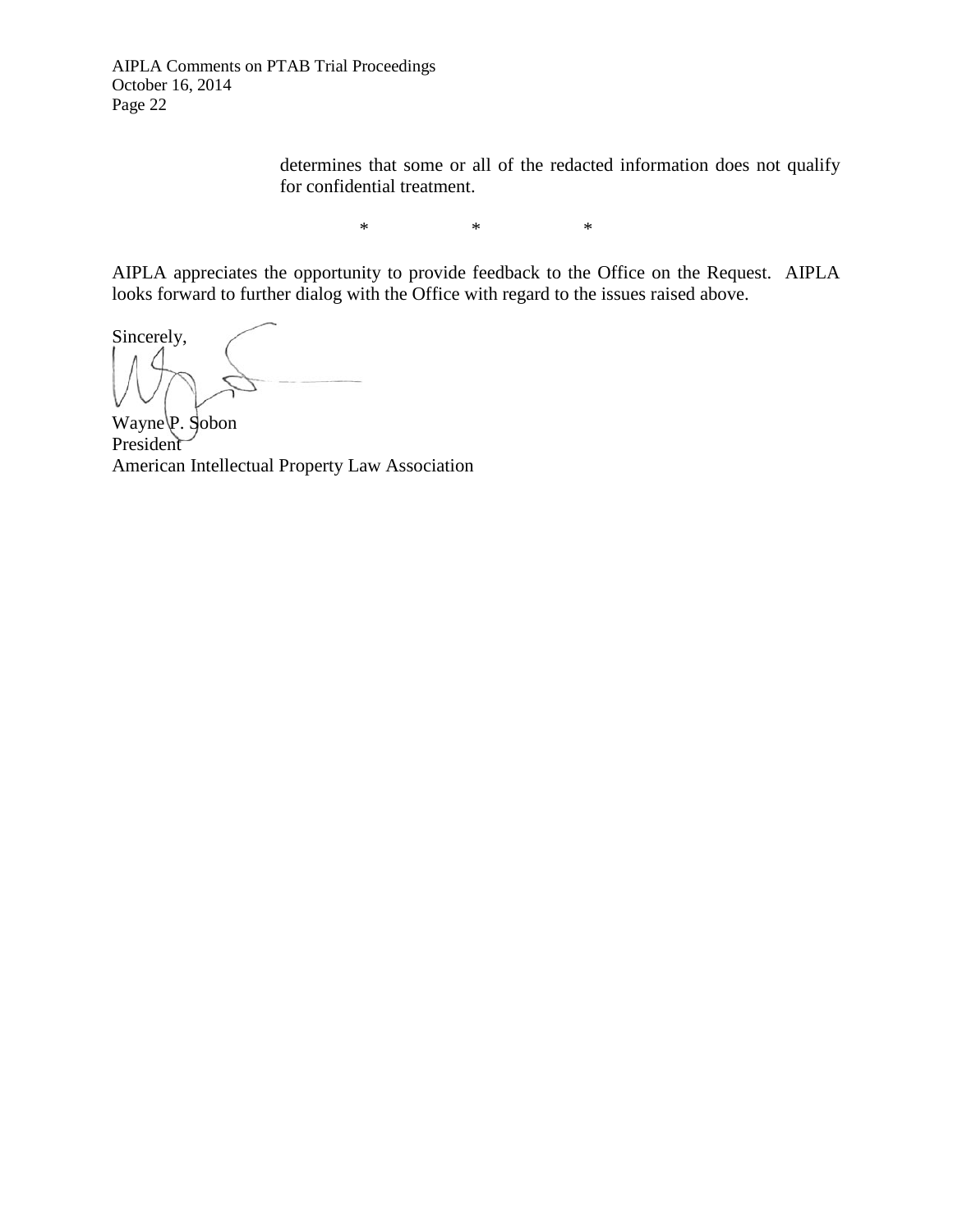determines that some or all of the redacted information does not qualify for confidential treatment.

\*                    \*                    \*

AIPLA appreciates the opportunity to provide feedback to the Office on the Request. AIPLA looks forward to further dialog with the Office with regard to the issues raised above.

Sincerely,

Wayne P. Sobon
President
American Intellectual Property Law Association